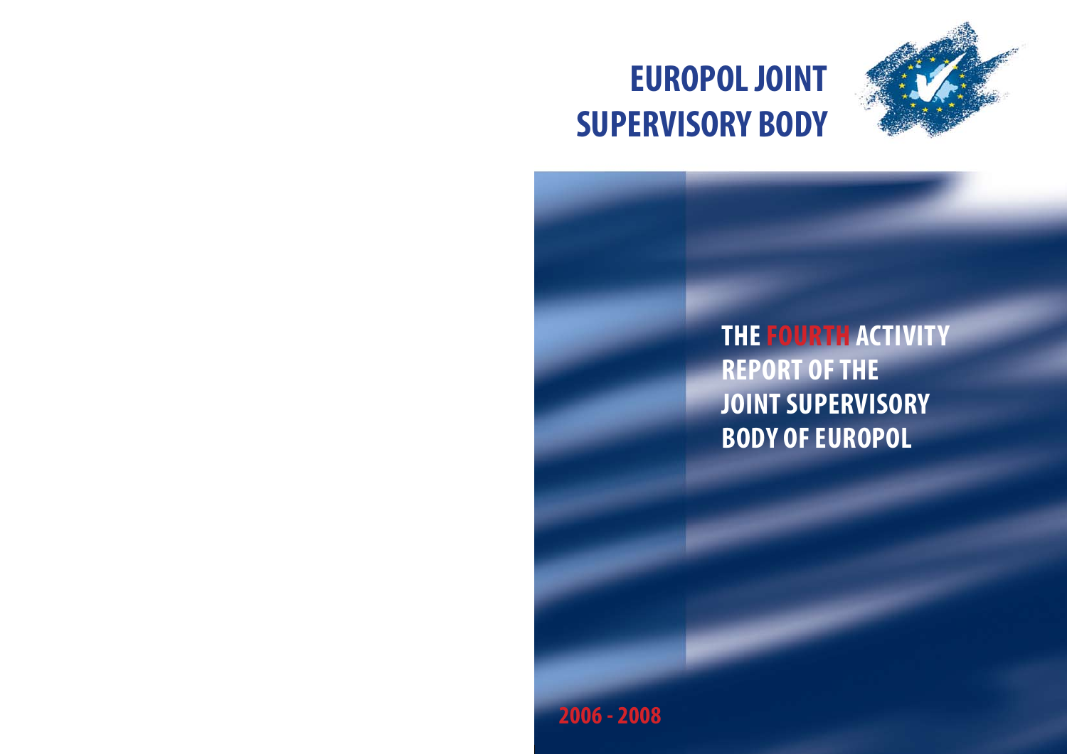# EUROPOL JOINT SUPERVISORY BODY

## THE FOURTH ACTIVITY REPORT OF THE JOINT SUPERVISORY BODY OF EUROPOL

2006 - 2008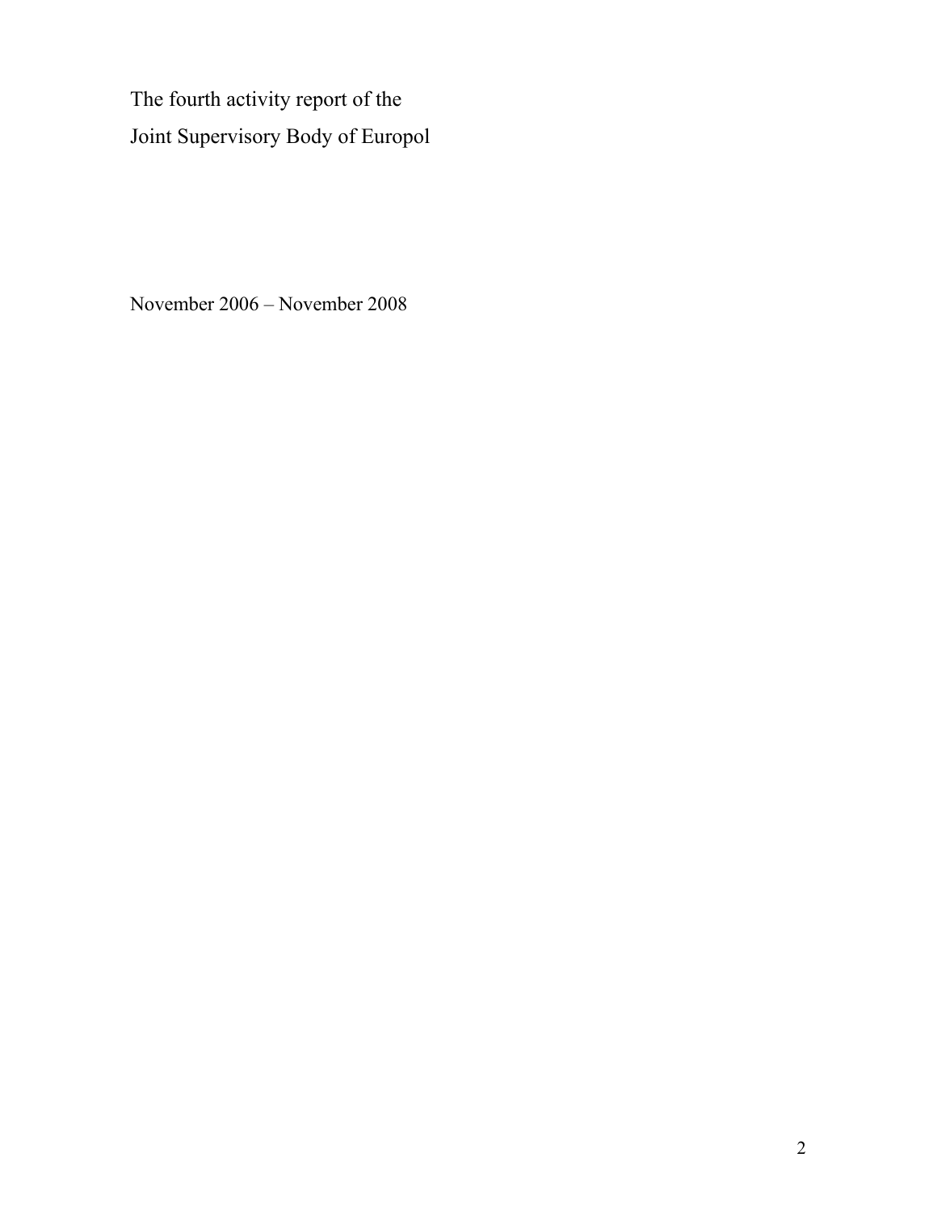# The fourth activity report of the Joint Supervisory Body of Europol

November 2006 – November 2008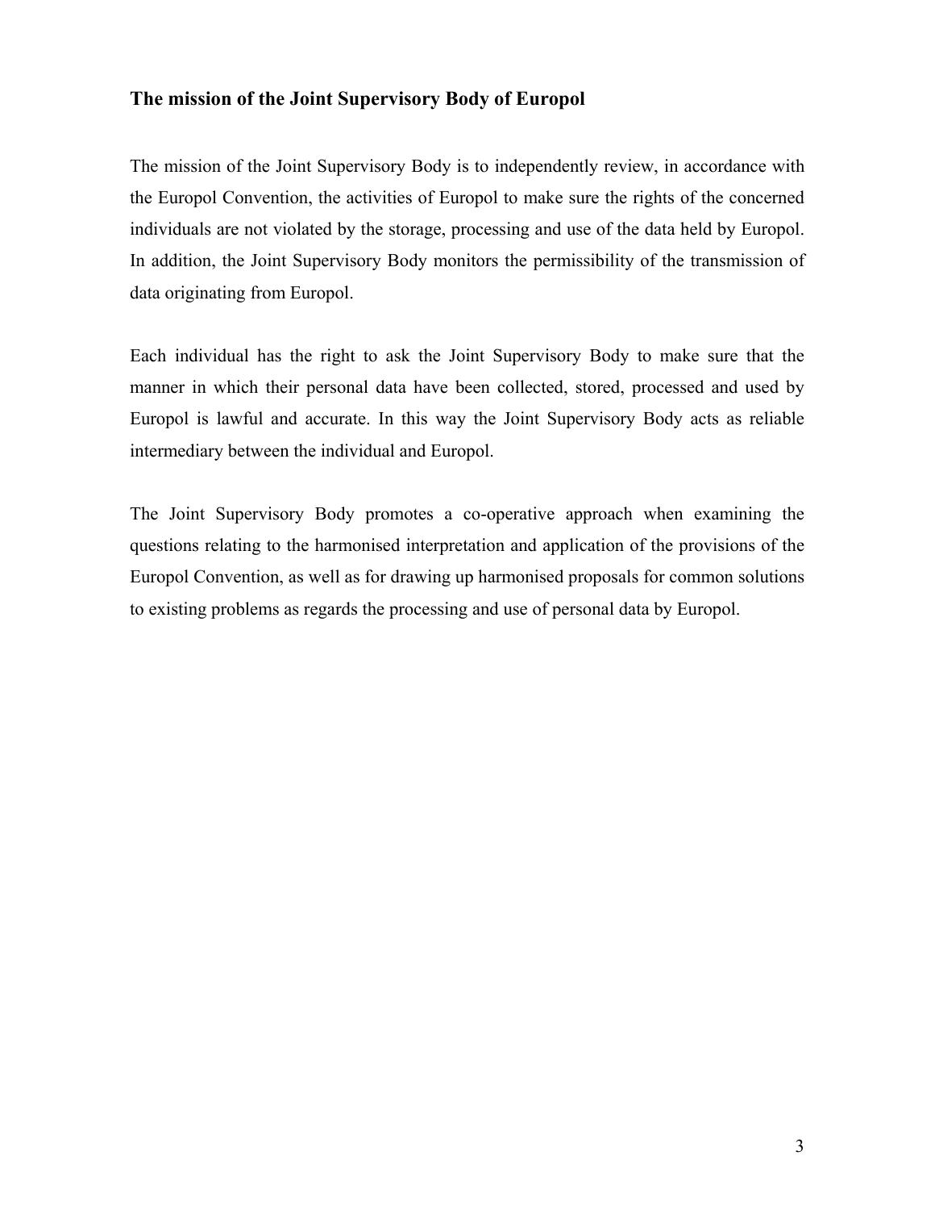## The mission of the Joint Supervisory Body of Europol

The mission of the Joint Supervisory Body is to independently review, in accordance with the Europol Convention, the activities of Europol to make sure the rights of the concerned individuals are not violated by the storage, processing and use of the data held by Europol. In addition, the Joint Supervisory Body monitors the permissibility of the transmission of data originating from Europol.

Each individual has the right to ask the Joint Supervisory Body to make sure that the manner in which their personal data have been collected, stored, processed and used by Europol is lawful and accurate. In this way the Joint Supervisory Body acts as reliable intermediary between the individual and Europol.

The Joint Supervisory Body promotes a co-operative approach when examining the questions relating to the harmonised interpretation and application of the provisions of the Europol Convention, as well as for drawing up harmonised proposals for common solutions to existing problems as regards the processing and use of personal data by Europol.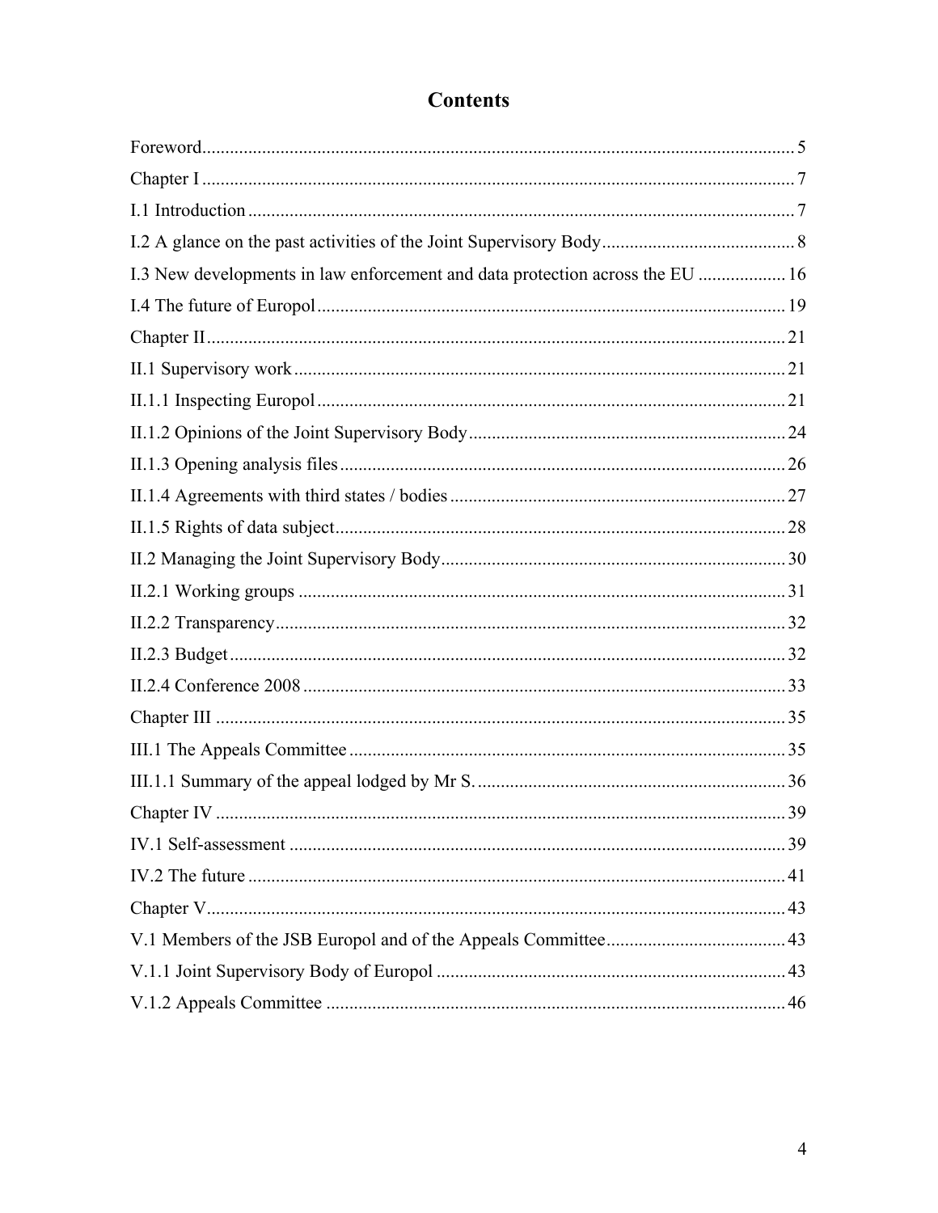# Contents

Foreword ... 5

Chapter I ... 7

I.1 Introduction ... 7

I.2 A glance on the past activities of the Joint Supervisory Body ... 8

I.3 New developments in law enforcement and data protection across the EU ... 16

I.4 The future of Europol ... 19

Chapter II ... 21

II.1 Supervisory work ... 21

II.1.1 Inspecting Europol ... 21

II.1.2 Opinions of the Joint Supervisory Body ... 24

II.1.3 Opening analysis files ... 26

II.1.4 Agreements with third states / bodies ... 27

II.1.5 Rights of data subject ... 28

II.2 Managing the Joint Supervisory Body ... 30

II.2.1 Working groups ... 31

II.2.2 Transparency ... 32

II.2.3 Budget ... 32

II.2.4 Conference 2008 ... 33

Chapter III ... 35

III.1 The Appeals Committee ... 35

III.1.1 Summary of the appeal lodged by Mr S. ... 36

Chapter IV ... 39

IV.1 Self-assessment ... 39

IV.2 The future ... 41

Chapter V ... 43

V.1 Members of the JSB Europol and of the Appeals Committee ... 43

V.1.1 Joint Supervisory Body of Europol ... 43

V.1.2 Appeals Committee ... 46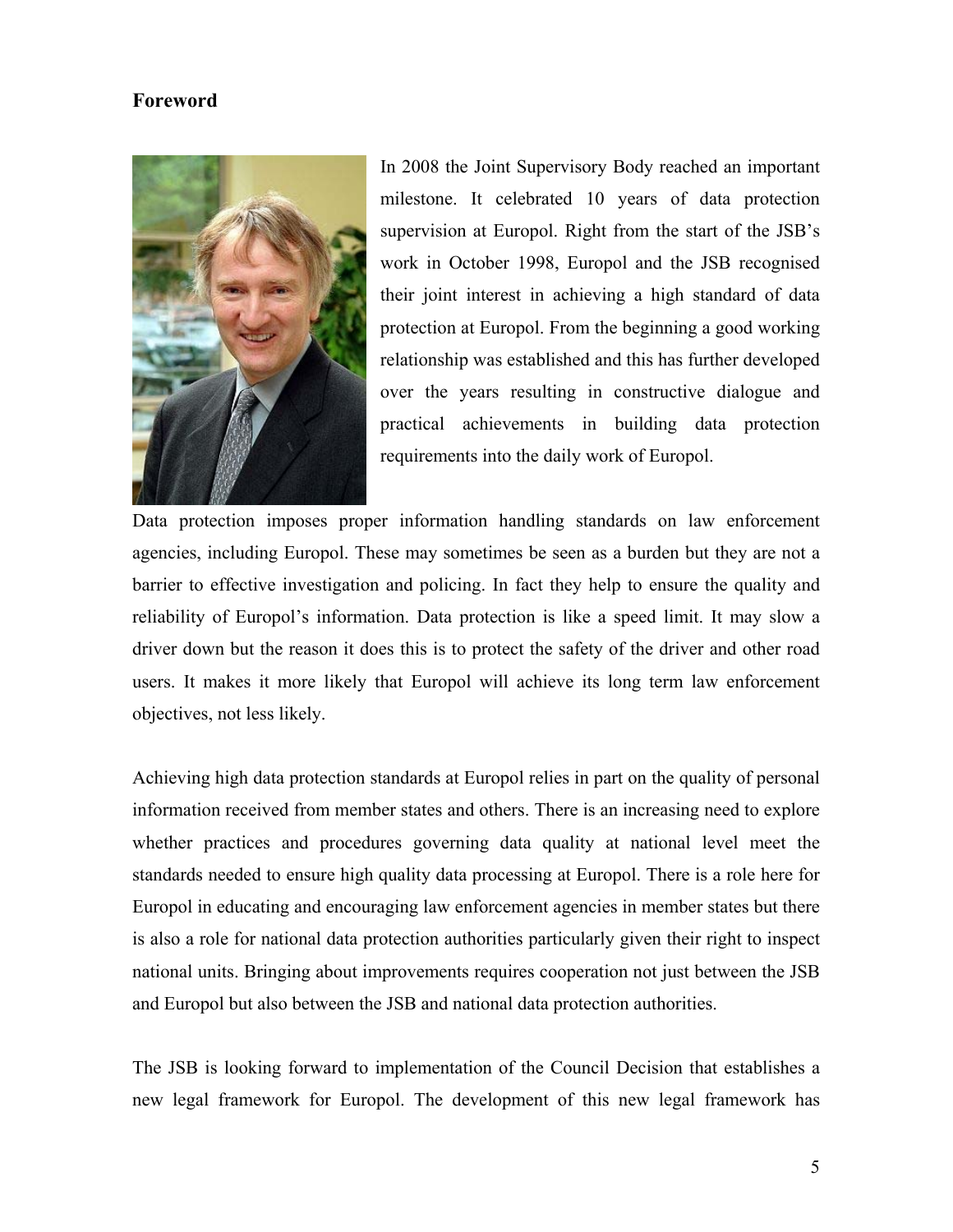## Foreword

In 2008 the Joint Supervisory Body reached an important milestone. It celebrated 10 years of data protection supervision at Europol. Right from the start of the JSB's work in October 1998, Europol and the JSB recognised their joint interest in achieving a high standard of data protection at Europol. From the beginning a good working relationship was established and this has further developed over the years resulting in constructive dialogue and practical achievements in building data protection requirements into the daily work of Europol.

Data protection imposes proper information handling standards on law enforcement agencies, including Europol. These may sometimes be seen as a burden but they are not a barrier to effective investigation and policing. In fact they help to ensure the quality and reliability of Europol's information. Data protection is like a speed limit. It may slow a driver down but the reason it does this is to protect the safety of the driver and other road users. It makes it more likely that Europol will achieve its long term law enforcement objectives, not less likely.

Achieving high data protection standards at Europol relies in part on the quality of personal information received from member states and others. There is an increasing need to explore whether practices and procedures governing data quality at national level meet the standards needed to ensure high quality data processing at Europol. There is a role here for Europol in educating and encouraging law enforcement agencies in member states but there is also a role for national data protection authorities particularly given their right to inspect national units. Bringing about improvements requires cooperation not just between the JSB and Europol but also between the JSB and national data protection authorities.

The JSB is looking forward to implementation of the Council Decision that establishes a new legal framework for Europol. The development of this new legal framework has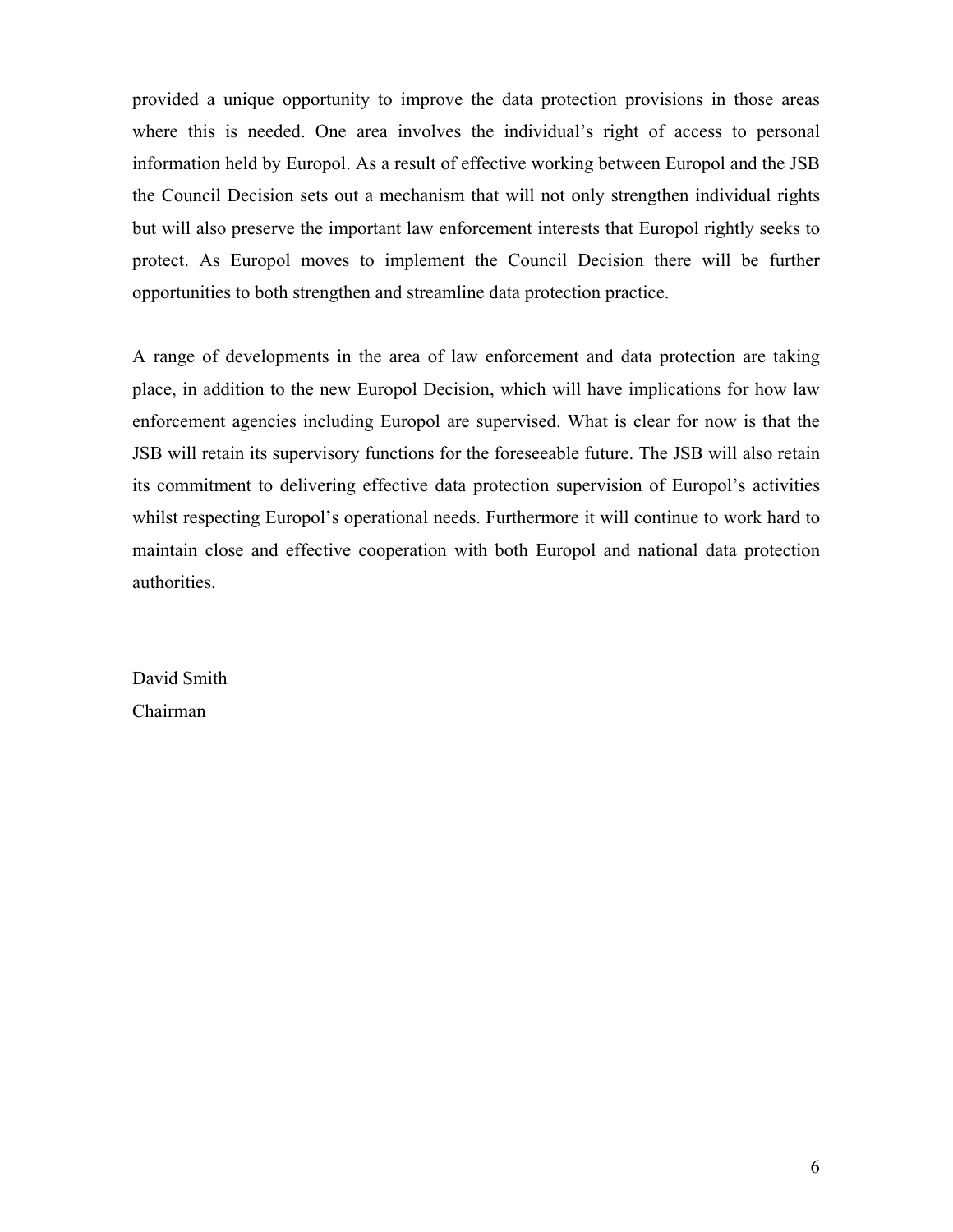provided a unique opportunity to improve the data protection provisions in those areas where this is needed. One area involves the individual's right of access to personal information held by Europol. As a result of effective working between Europol and the JSB the Council Decision sets out a mechanism that will not only strengthen individual rights but will also preserve the important law enforcement interests that Europol rightly seeks to protect. As Europol moves to implement the Council Decision there will be further opportunities to both strengthen and streamline data protection practice.

A range of developments in the area of law enforcement and data protection are taking place, in addition to the new Europol Decision, which will have implications for how law enforcement agencies including Europol are supervised. What is clear for now is that the JSB will retain its supervisory functions for the foreseeable future. The JSB will also retain its commitment to delivering effective data protection supervision of Europol's activities whilst respecting Europol's operational needs. Furthermore it will continue to work hard to maintain close and effective cooperation with both Europol and national data protection authorities.

David Smith
Chairman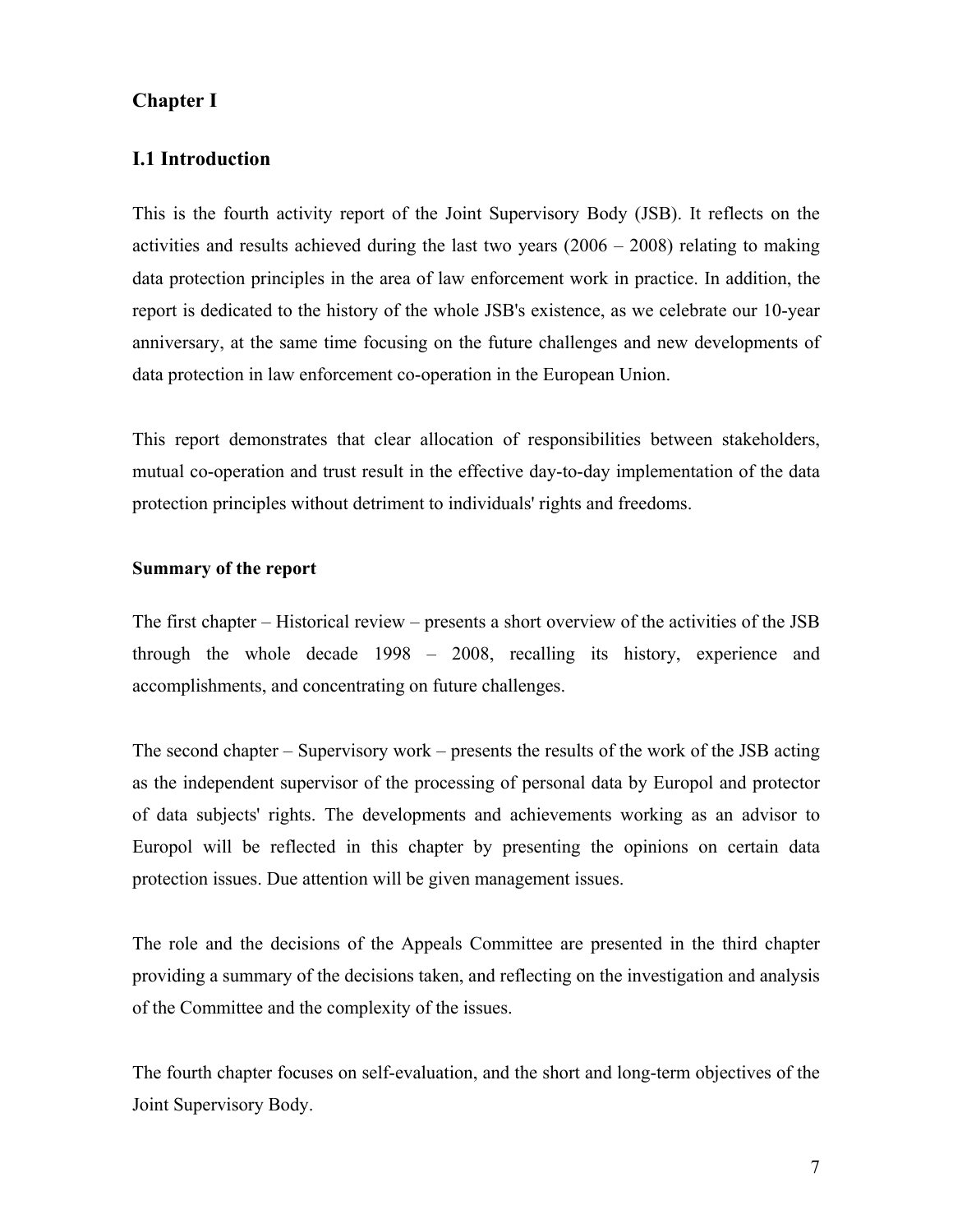# Chapter I

## I.1 Introduction

This is the fourth activity report of the Joint Supervisory Body (JSB). It reflects on the activities and results achieved during the last two years (2006 – 2008) relating to making data protection principles in the area of law enforcement work in practice. In addition, the report is dedicated to the history of the whole JSB's existence, as we celebrate our 10-year anniversary, at the same time focusing on the future challenges and new developments of data protection in law enforcement co-operation in the European Union.

This report demonstrates that clear allocation of responsibilities between stakeholders, mutual co-operation and trust result in the effective day-to-day implementation of the data protection principles without detriment to individuals' rights and freedoms.

**Summary of the report**

The first chapter – Historical review – presents a short overview of the activities of the JSB through the whole decade 1998 – 2008, recalling its history, experience and accomplishments, and concentrating on future challenges.

The second chapter – Supervisory work – presents the results of the work of the JSB acting as the independent supervisor of the processing of personal data by Europol and protector of data subjects' rights. The developments and achievements working as an advisor to Europol will be reflected in this chapter by presenting the opinions on certain data protection issues. Due attention will be given management issues.

The role and the decisions of the Appeals Committee are presented in the third chapter providing a summary of the decisions taken, and reflecting on the investigation and analysis of the Committee and the complexity of the issues.

The fourth chapter focuses on self-evaluation, and the short and long-term objectives of the Joint Supervisory Body.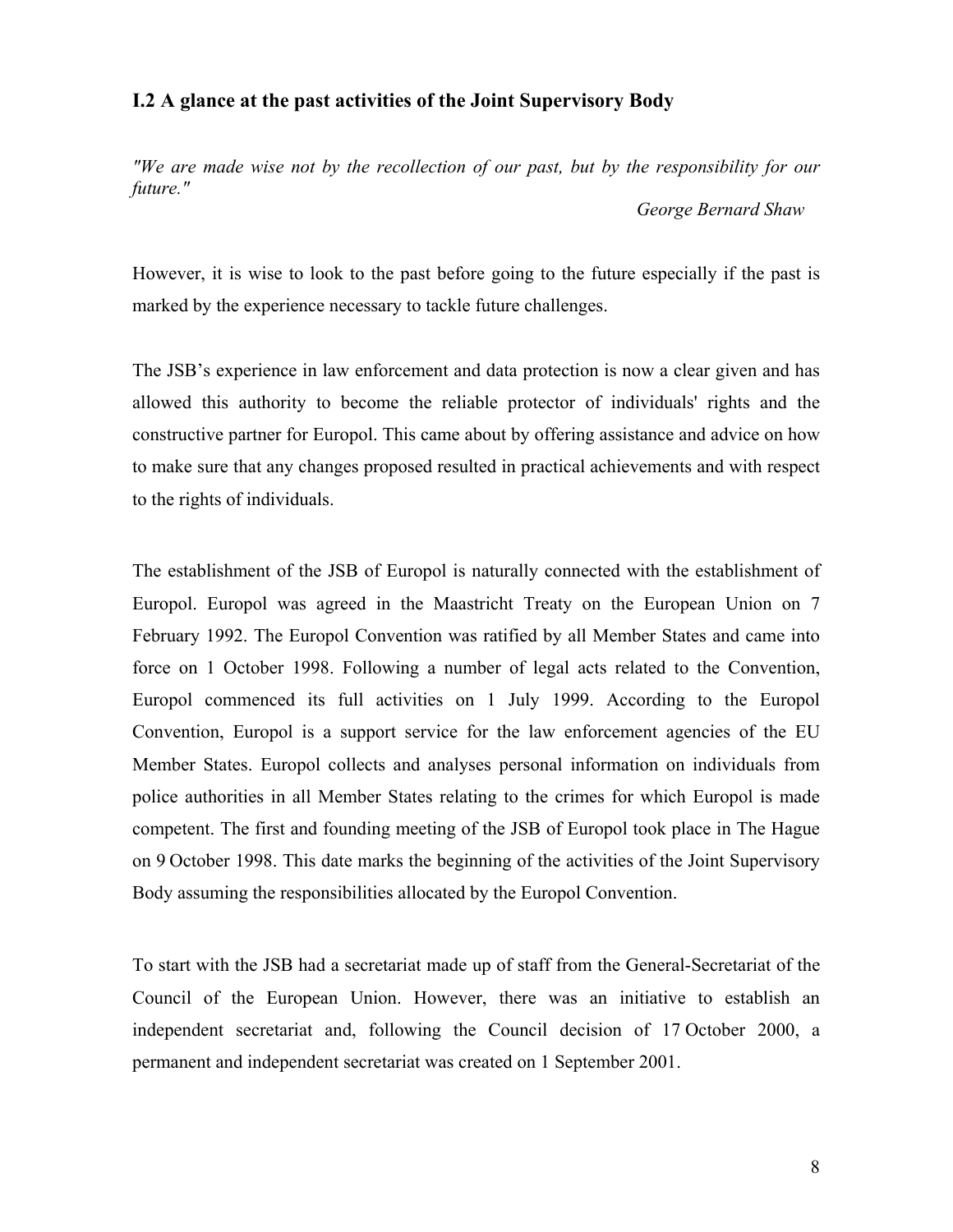## I.2 A glance at the past activities of the Joint Supervisory Body

*"We are made wise not by the recollection of our past, but by the responsibility for our future."*

*George Bernard Shaw*

However, it is wise to look to the past before going to the future especially if the past is marked by the experience necessary to tackle future challenges.

The JSB's experience in law enforcement and data protection is now a clear given and has allowed this authority to become the reliable protector of individuals' rights and the constructive partner for Europol. This came about by offering assistance and advice on how to make sure that any changes proposed resulted in practical achievements and with respect to the rights of individuals.

The establishment of the JSB of Europol is naturally connected with the establishment of Europol. Europol was agreed in the Maastricht Treaty on the European Union on 7 February 1992. The Europol Convention was ratified by all Member States and came into force on 1 October 1998. Following a number of legal acts related to the Convention, Europol commenced its full activities on 1 July 1999. According to the Europol Convention, Europol is a support service for the law enforcement agencies of the EU Member States. Europol collects and analyses personal information on individuals from police authorities in all Member States relating to the crimes for which Europol is made competent. The first and founding meeting of the JSB of Europol took place in The Hague on 9 October 1998. This date marks the beginning of the activities of the Joint Supervisory Body assuming the responsibilities allocated by the Europol Convention.

To start with the JSB had a secretariat made up of staff from the General-Secretariat of the Council of the European Union. However, there was an initiative to establish an independent secretariat and, following the Council decision of 17 October 2000, a permanent and independent secretariat was created on 1 September 2001.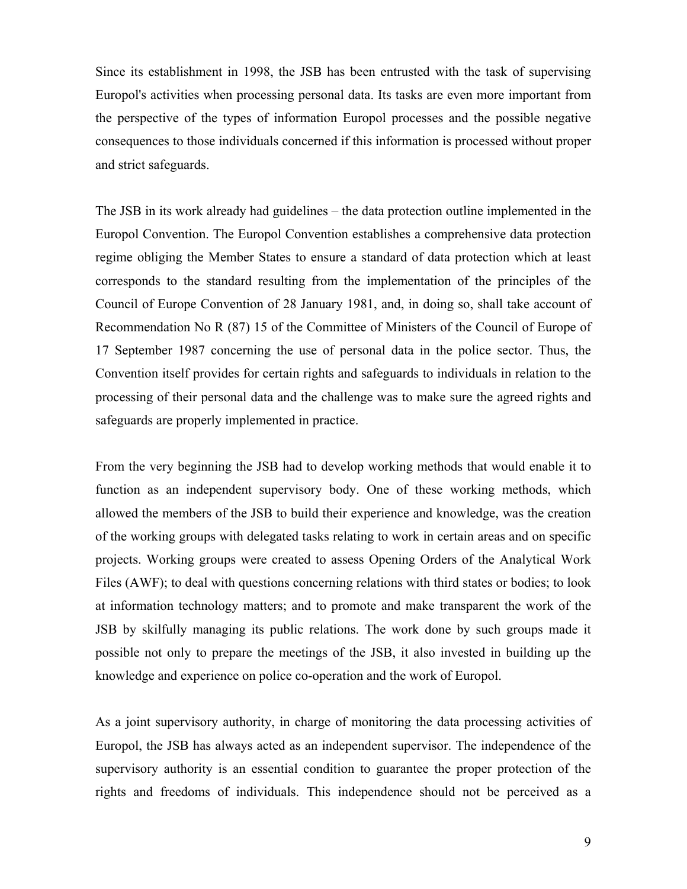Since its establishment in 1998, the JSB has been entrusted with the task of supervising Europol's activities when processing personal data. Its tasks are even more important from the perspective of the types of information Europol processes and the possible negative consequences to those individuals concerned if this information is processed without proper and strict safeguards.

The JSB in its work already had guidelines – the data protection outline implemented in the Europol Convention. The Europol Convention establishes a comprehensive data protection regime obliging the Member States to ensure a standard of data protection which at least corresponds to the standard resulting from the implementation of the principles of the Council of Europe Convention of 28 January 1981, and, in doing so, shall take account of Recommendation No R (87) 15 of the Committee of Ministers of the Council of Europe of 17 September 1987 concerning the use of personal data in the police sector. Thus, the Convention itself provides for certain rights and safeguards to individuals in relation to the processing of their personal data and the challenge was to make sure the agreed rights and safeguards are properly implemented in practice.

From the very beginning the JSB had to develop working methods that would enable it to function as an independent supervisory body. One of these working methods, which allowed the members of the JSB to build their experience and knowledge, was the creation of the working groups with delegated tasks relating to work in certain areas and on specific projects. Working groups were created to assess Opening Orders of the Analytical Work Files (AWF); to deal with questions concerning relations with third states or bodies; to look at information technology matters; and to promote and make transparent the work of the JSB by skilfully managing its public relations. The work done by such groups made it possible not only to prepare the meetings of the JSB, it also invested in building up the knowledge and experience on police co-operation and the work of Europol.

As a joint supervisory authority, in charge of monitoring the data processing activities of Europol, the JSB has always acted as an independent supervisor. The independence of the supervisory authority is an essential condition to guarantee the proper protection of the rights and freedoms of individuals. This independence should not be perceived as a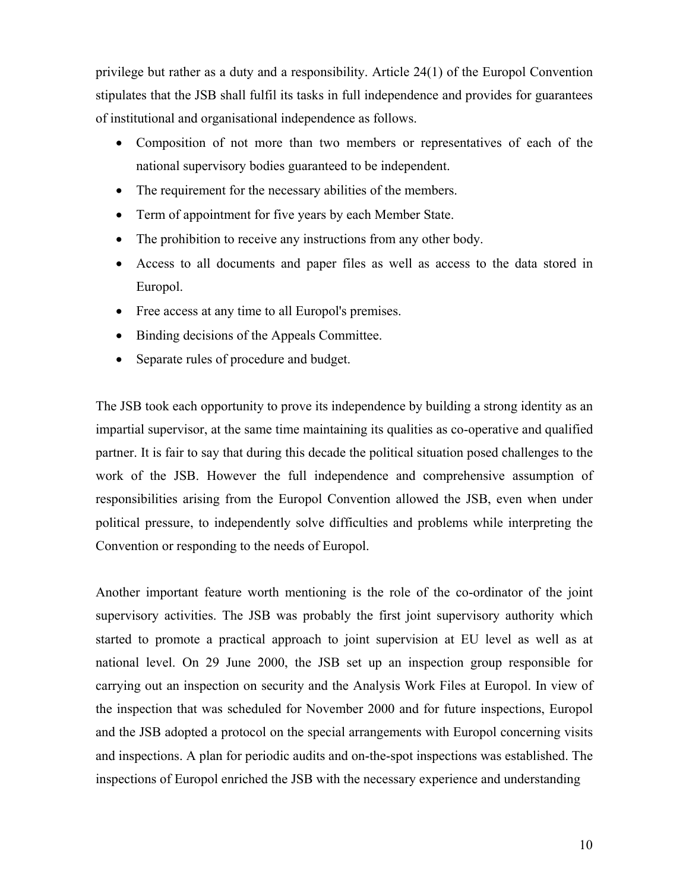privilege but rather as a duty and a responsibility. Article 24(1) of the Europol Convention stipulates that the JSB shall fulfil its tasks in full independence and provides for guarantees of institutional and organisational independence as follows.

- Composition of not more than two members or representatives of each of the national supervisory bodies guaranteed to be independent.
- The requirement for the necessary abilities of the members.
- Term of appointment for five years by each Member State.
- The prohibition to receive any instructions from any other body.
- Access to all documents and paper files as well as access to the data stored in Europol.
- Free access at any time to all Europol's premises.
- Binding decisions of the Appeals Committee.
- Separate rules of procedure and budget.

The JSB took each opportunity to prove its independence by building a strong identity as an impartial supervisor, at the same time maintaining its qualities as co-operative and qualified partner. It is fair to say that during this decade the political situation posed challenges to the work of the JSB. However the full independence and comprehensive assumption of responsibilities arising from the Europol Convention allowed the JSB, even when under political pressure, to independently solve difficulties and problems while interpreting the Convention or responding to the needs of Europol.

Another important feature worth mentioning is the role of the co-ordinator of the joint supervisory activities. The JSB was probably the first joint supervisory authority which started to promote a practical approach to joint supervision at EU level as well as at national level. On 29 June 2000, the JSB set up an inspection group responsible for carrying out an inspection on security and the Analysis Work Files at Europol. In view of the inspection that was scheduled for November 2000 and for future inspections, Europol and the JSB adopted a protocol on the special arrangements with Europol concerning visits and inspections. A plan for periodic audits and on-the-spot inspections was established. The inspections of Europol enriched the JSB with the necessary experience and understanding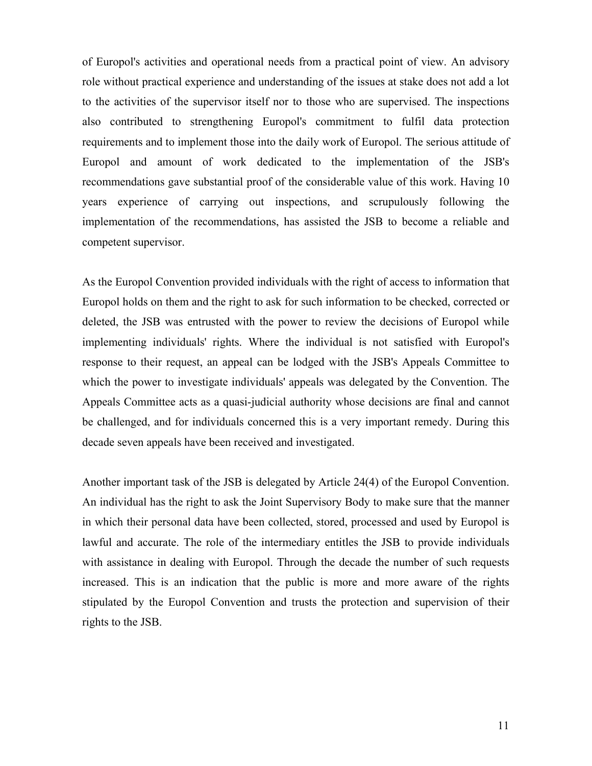of Europol's activities and operational needs from a practical point of view. An advisory role without practical experience and understanding of the issues at stake does not add a lot to the activities of the supervisor itself nor to those who are supervised. The inspections also contributed to strengthening Europol's commitment to fulfil data protection requirements and to implement those into the daily work of Europol. The serious attitude of Europol and amount of work dedicated to the implementation of the JSB's recommendations gave substantial proof of the considerable value of this work. Having 10 years experience of carrying out inspections, and scrupulously following the implementation of the recommendations, has assisted the JSB to become a reliable and competent supervisor.

As the Europol Convention provided individuals with the right of access to information that Europol holds on them and the right to ask for such information to be checked, corrected or deleted, the JSB was entrusted with the power to review the decisions of Europol while implementing individuals' rights. Where the individual is not satisfied with Europol's response to their request, an appeal can be lodged with the JSB's Appeals Committee to which the power to investigate individuals' appeals was delegated by the Convention. The Appeals Committee acts as a quasi-judicial authority whose decisions are final and cannot be challenged, and for individuals concerned this is a very important remedy. During this decade seven appeals have been received and investigated.

Another important task of the JSB is delegated by Article 24(4) of the Europol Convention. An individual has the right to ask the Joint Supervisory Body to make sure that the manner in which their personal data have been collected, stored, processed and used by Europol is lawful and accurate. The role of the intermediary entitles the JSB to provide individuals with assistance in dealing with Europol. Through the decade the number of such requests increased. This is an indication that the public is more and more aware of the rights stipulated by the Europol Convention and trusts the protection and supervision of their rights to the JSB.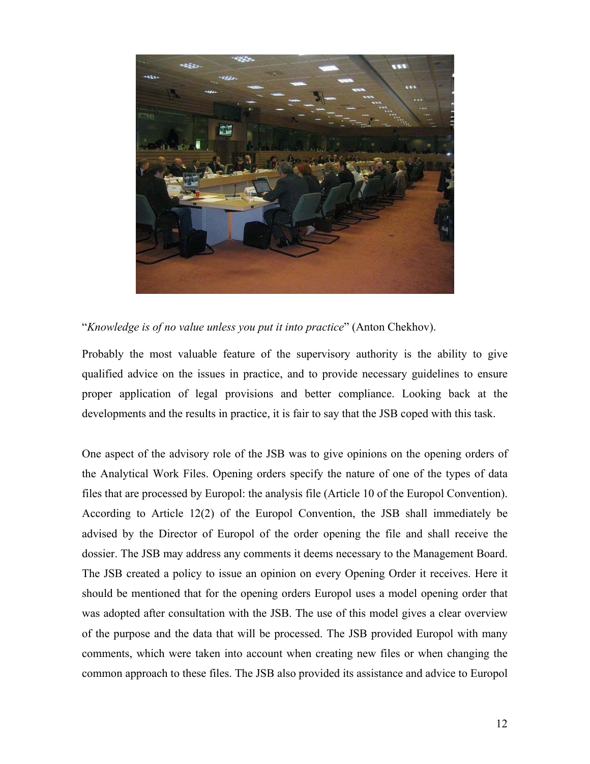"*Knowledge is of no value unless you put it into practice*" (Anton Chekhov).

Probably the most valuable feature of the supervisory authority is the ability to give qualified advice on the issues in practice, and to provide necessary guidelines to ensure proper application of legal provisions and better compliance. Looking back at the developments and the results in practice, it is fair to say that the JSB coped with this task.

One aspect of the advisory role of the JSB was to give opinions on the opening orders of the Analytical Work Files. Opening orders specify the nature of one of the types of data files that are processed by Europol: the analysis file (Article 10 of the Europol Convention). According to Article 12(2) of the Europol Convention, the JSB shall immediately be advised by the Director of Europol of the order opening the file and shall receive the dossier. The JSB may address any comments it deems necessary to the Management Board. The JSB created a policy to issue an opinion on every Opening Order it receives. Here it should be mentioned that for the opening orders Europol uses a model opening order that was adopted after consultation with the JSB. The use of this model gives a clear overview of the purpose and the data that will be processed. The JSB provided Europol with many comments, which were taken into account when creating new files or when changing the common approach to these files. The JSB also provided its assistance and advice to Europol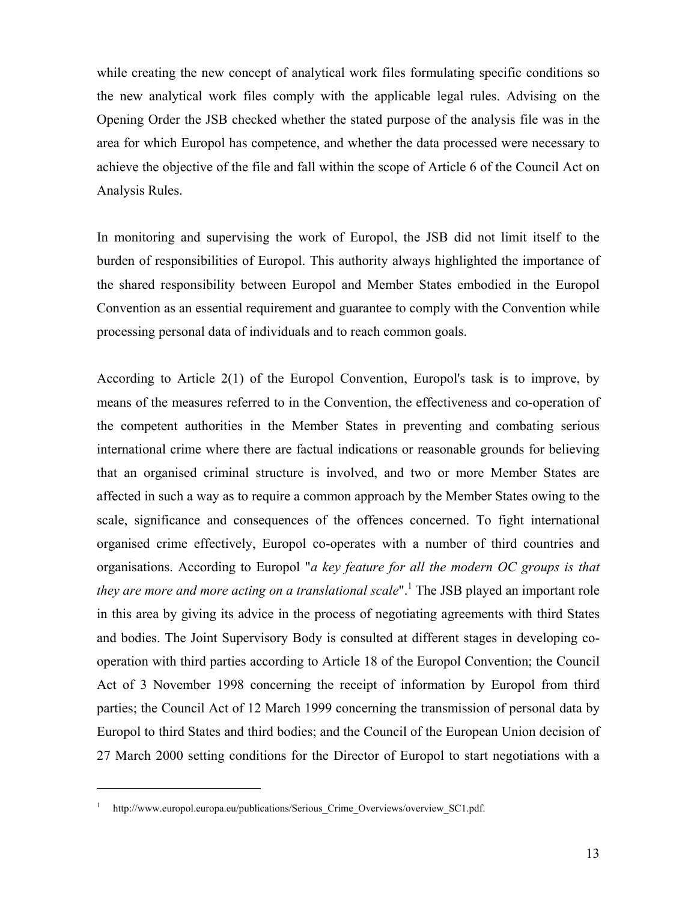while creating the new concept of analytical work files formulating specific conditions so the new analytical work files comply with the applicable legal rules. Advising on the Opening Order the JSB checked whether the stated purpose of the analysis file was in the area for which Europol has competence, and whether the data processed were necessary to achieve the objective of the file and fall within the scope of Article 6 of the Council Act on Analysis Rules.

In monitoring and supervising the work of Europol, the JSB did not limit itself to the burden of responsibilities of Europol. This authority always highlighted the importance of the shared responsibility between Europol and Member States embodied in the Europol Convention as an essential requirement and guarantee to comply with the Convention while processing personal data of individuals and to reach common goals.

According to Article 2(1) of the Europol Convention, Europol's task is to improve, by means of the measures referred to in the Convention, the effectiveness and co-operation of the competent authorities in the Member States in preventing and combating serious international crime where there are factual indications or reasonable grounds for believing that an organised criminal structure is involved, and two or more Member States are affected in such a way as to require a common approach by the Member States owing to the scale, significance and consequences of the offences concerned. To fight international organised crime effectively, Europol co-operates with a number of third countries and organisations. According to Europol "*a key feature for all the modern OC groups is that they are more and more acting on a translational scale*".[1] The JSB played an important role in this area by giving its advice in the process of negotiating agreements with third States and bodies. The Joint Supervisory Body is consulted at different stages in developing co-operation with third parties according to Article 18 of the Europol Convention; the Council Act of 3 November 1998 concerning the receipt of information by Europol from third parties; the Council Act of 12 March 1999 concerning the transmission of personal data by Europol to third States and third bodies; and the Council of the European Union decision of 27 March 2000 setting conditions for the Director of Europol to start negotiations with a

---

[1] http://www.europol.europa.eu/publications/Serious_Crime_Overviews/overview_SC1.pdf.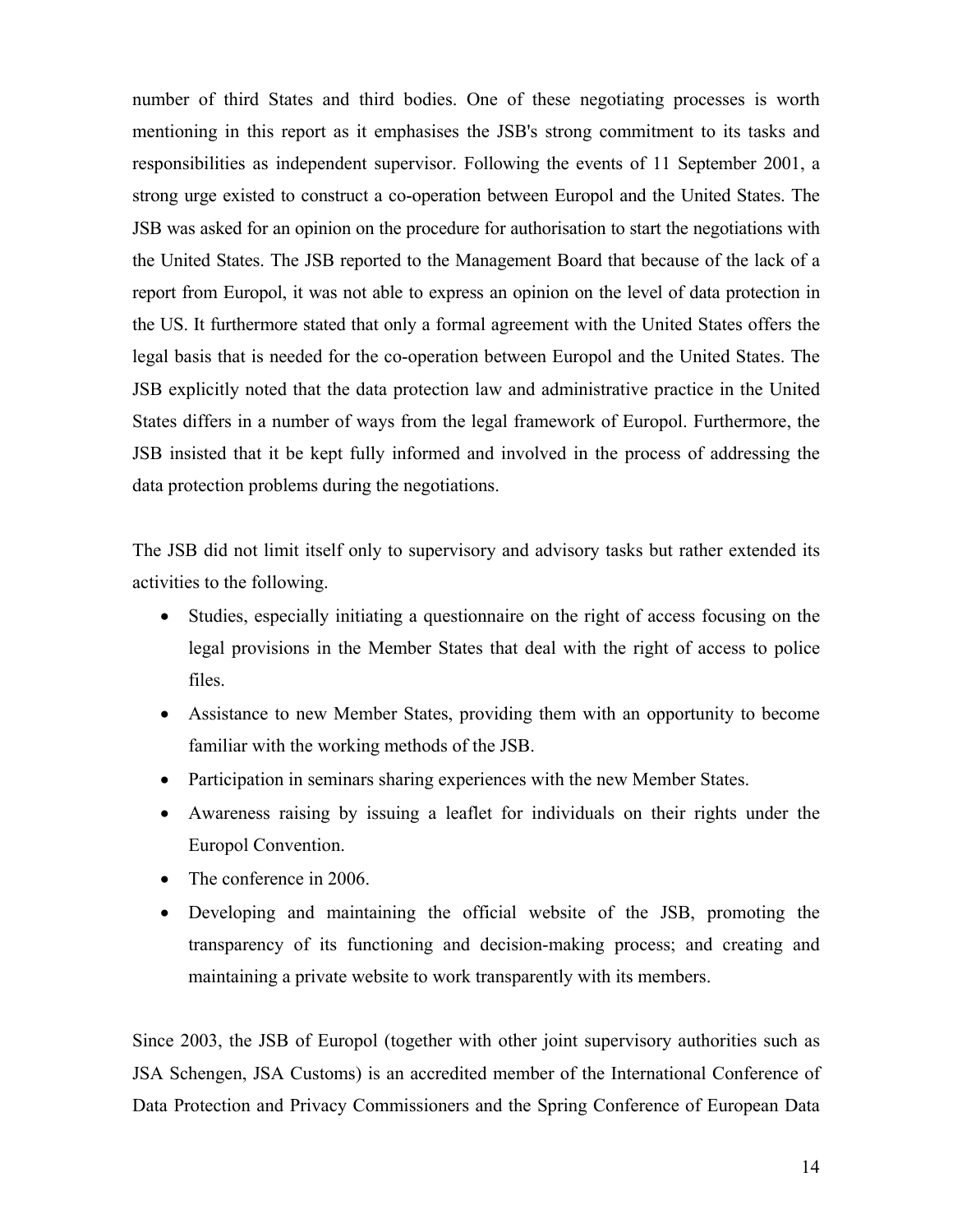number of third States and third bodies. One of these negotiating processes is worth mentioning in this report as it emphasises the JSB's strong commitment to its tasks and responsibilities as independent supervisor. Following the events of 11 September 2001, a strong urge existed to construct a co-operation between Europol and the United States. The JSB was asked for an opinion on the procedure for authorisation to start the negotiations with the United States. The JSB reported to the Management Board that because of the lack of a report from Europol, it was not able to express an opinion on the level of data protection in the US. It furthermore stated that only a formal agreement with the United States offers the legal basis that is needed for the co-operation between Europol and the United States. The JSB explicitly noted that the data protection law and administrative practice in the United States differs in a number of ways from the legal framework of Europol. Furthermore, the JSB insisted that it be kept fully informed and involved in the process of addressing the data protection problems during the negotiations.

The JSB did not limit itself only to supervisory and advisory tasks but rather extended its activities to the following.

- Studies, especially initiating a questionnaire on the right of access focusing on the legal provisions in the Member States that deal with the right of access to police files.
- Assistance to new Member States, providing them with an opportunity to become familiar with the working methods of the JSB.
- Participation in seminars sharing experiences with the new Member States.
- Awareness raising by issuing a leaflet for individuals on their rights under the Europol Convention.
- The conference in 2006.
- Developing and maintaining the official website of the JSB, promoting the transparency of its functioning and decision-making process; and creating and maintaining a private website to work transparently with its members.

Since 2003, the JSB of Europol (together with other joint supervisory authorities such as JSA Schengen, JSA Customs) is an accredited member of the International Conference of Data Protection and Privacy Commissioners and the Spring Conference of European Data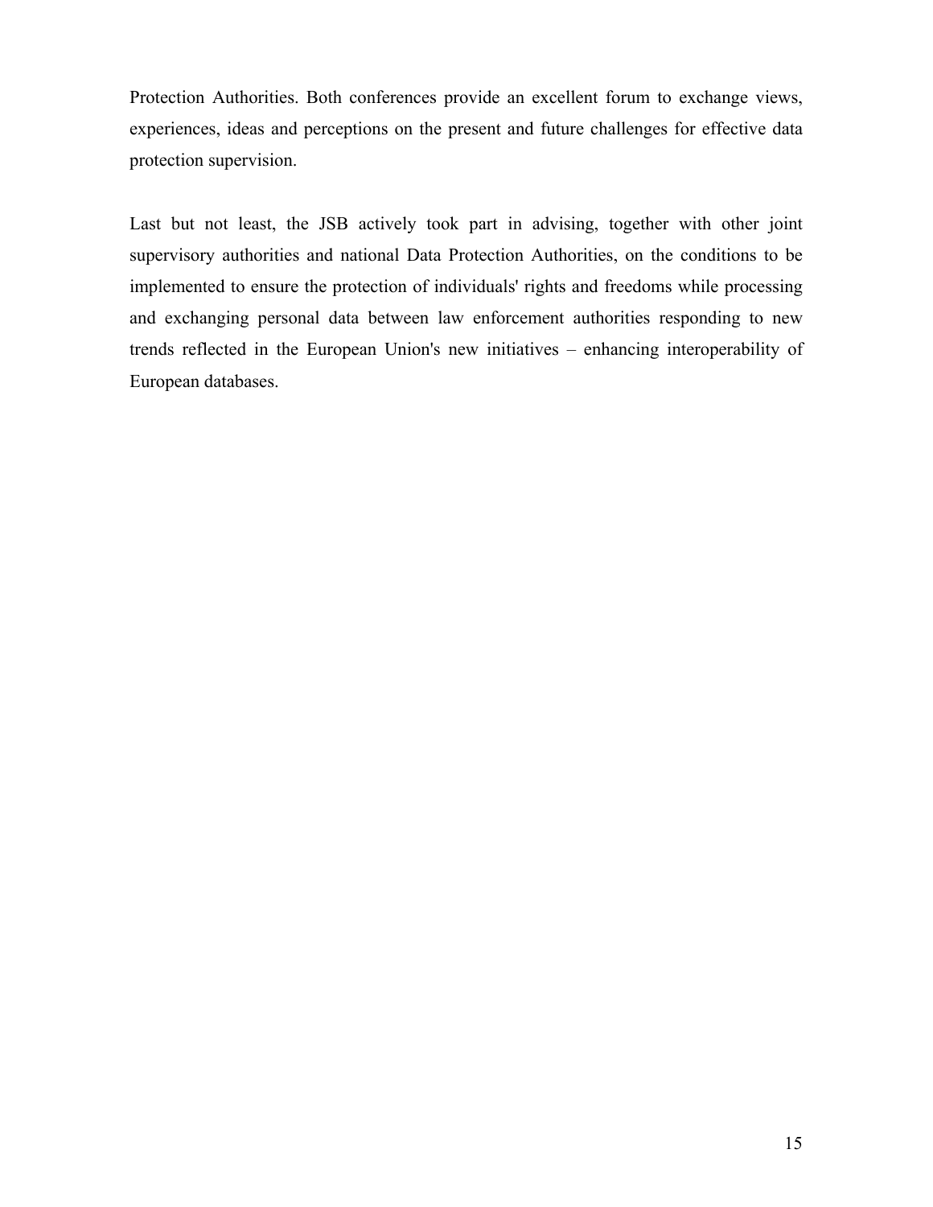Protection Authorities. Both conferences provide an excellent forum to exchange views, experiences, ideas and perceptions on the present and future challenges for effective data protection supervision.

Last but not least, the JSB actively took part in advising, together with other joint supervisory authorities and national Data Protection Authorities, on the conditions to be implemented to ensure the protection of individuals' rights and freedoms while processing and exchanging personal data between law enforcement authorities responding to new trends reflected in the European Union's new initiatives – enhancing interoperability of European databases.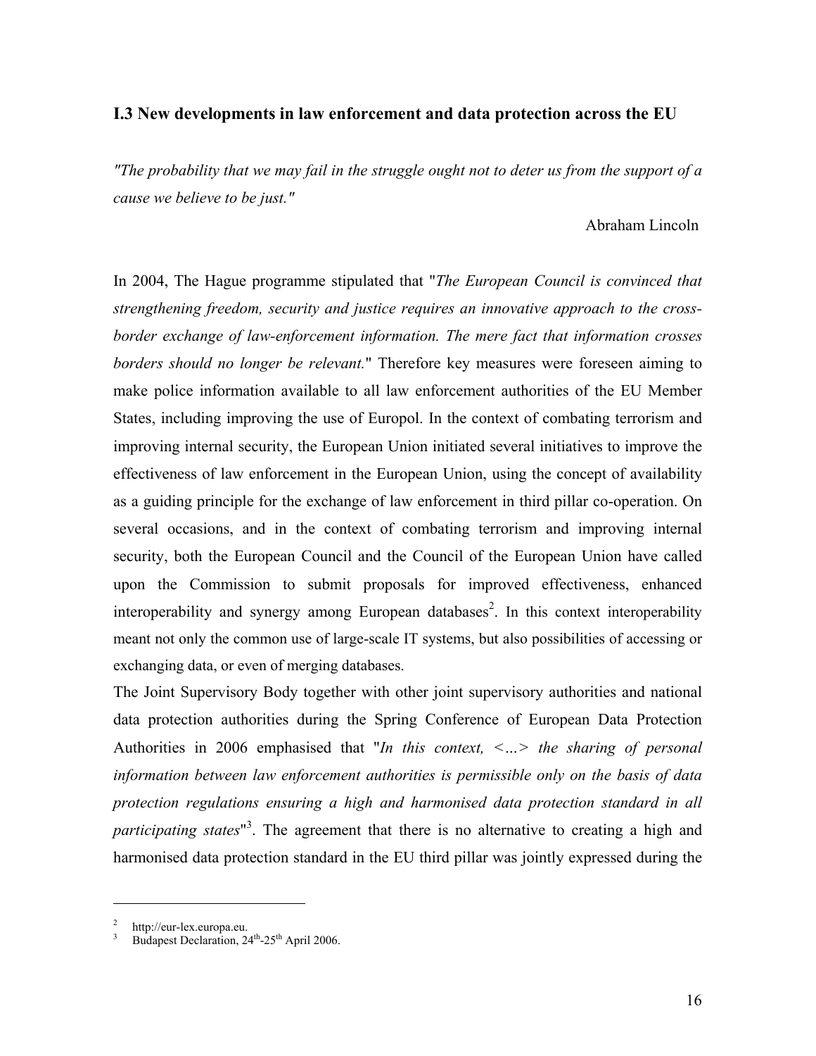### I.3 New developments in law enforcement and data protection across the EU

*"The probability that we may fail in the struggle ought not to deter us from the support of a cause we believe to be just."*

Abraham Lincoln

In 2004, The Hague programme stipulated that "*The European Council is convinced that strengthening freedom, security and justice requires an innovative approach to the cross-border exchange of law-enforcement information. The mere fact that information crosses borders should no longer be relevant.*" Therefore key measures were foreseen aiming to make police information available to all law enforcement authorities of the EU Member States, including improving the use of Europol. In the context of combating terrorism and improving internal security, the European Union initiated several initiatives to improve the effectiveness of law enforcement in the European Union, using the concept of availability as a guiding principle for the exchange of law enforcement in third pillar co-operation. On several occasions, and in the context of combating terrorism and improving internal security, both the European Council and the Council of the European Union have called upon the Commission to submit proposals for improved effectiveness, enhanced interoperability and synergy among European databases[2]. In this context interoperability meant not only the common use of large-scale IT systems, but also possibilities of accessing or exchanging data, or even of merging databases.

The Joint Supervisory Body together with other joint supervisory authorities and national data protection authorities during the Spring Conference of European Data Protection Authorities in 2006 emphasised that "*In this context, <…> the sharing of personal information between law enforcement authorities is permissible only on the basis of data protection regulations ensuring a high and harmonised data protection standard in all participating states*"[3]. The agreement that there is no alternative to creating a high and harmonised data protection standard in the EU third pillar was jointly expressed during the

---

[2] http://eur-lex.europa.eu.

[3] Budapest Declaration, 24th-25th April 2006.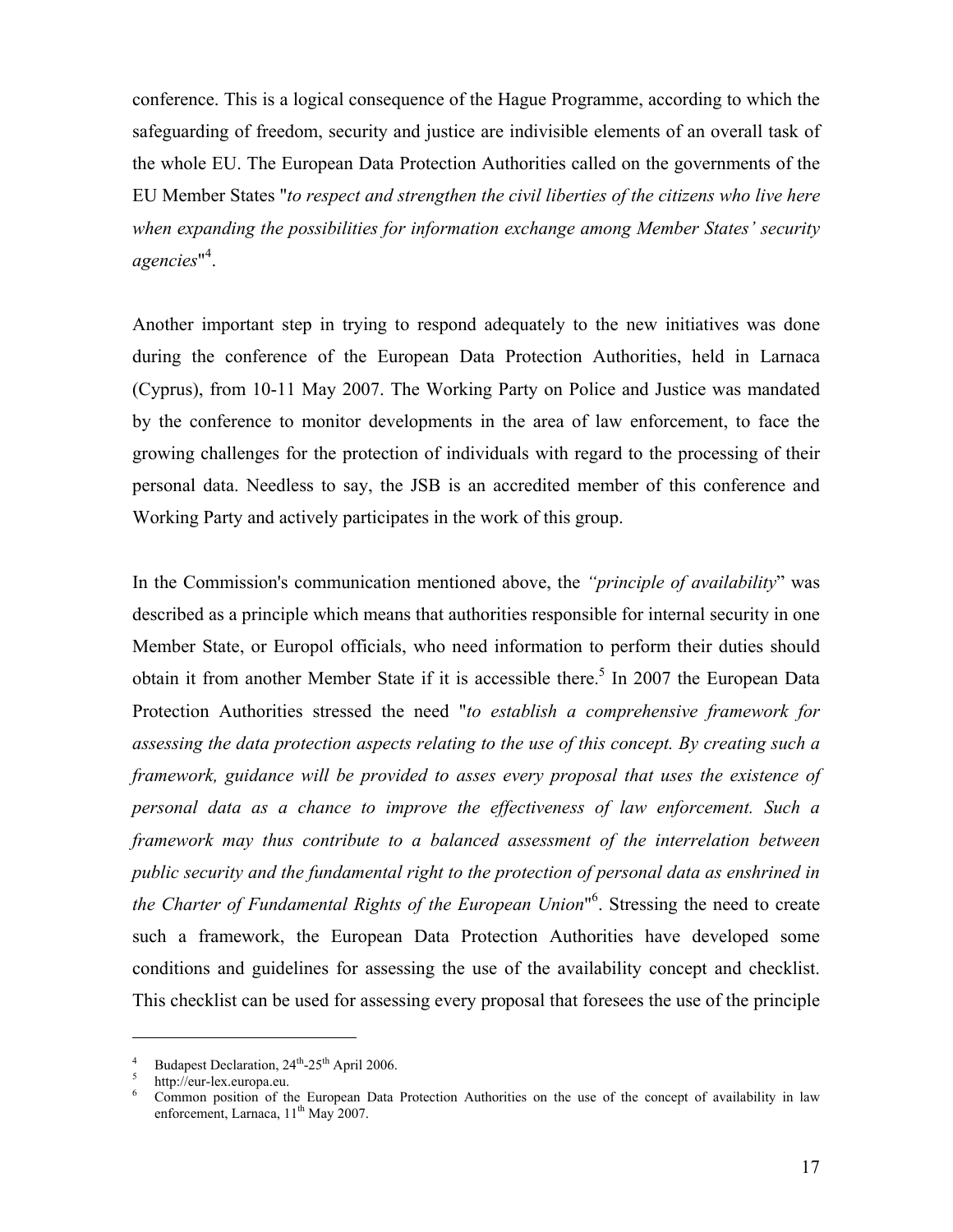conference. This is a logical consequence of the Hague Programme, according to which the safeguarding of freedom, security and justice are indivisible elements of an overall task of the whole EU. The European Data Protection Authorities called on the governments of the EU Member States "*to respect and strengthen the civil liberties of the citizens who live here when expanding the possibilities for information exchange among Member States' security agencies*"[4].

Another important step in trying to respond adequately to the new initiatives was done during the conference of the European Data Protection Authorities, held in Larnaca (Cyprus), from 10-11 May 2007. The Working Party on Police and Justice was mandated by the conference to monitor developments in the area of law enforcement, to face the growing challenges for the protection of individuals with regard to the processing of their personal data. Needless to say, the JSB is an accredited member of this conference and Working Party and actively participates in the work of this group.

In the Commission's communication mentioned above, the *"principle of availability*" was described as a principle which means that authorities responsible for internal security in one Member State, or Europol officials, who need information to perform their duties should obtain it from another Member State if it is accessible there.[5] In 2007 the European Data Protection Authorities stressed the need "*to establish a comprehensive framework for assessing the data protection aspects relating to the use of this concept. By creating such a framework, guidance will be provided to asses every proposal that uses the existence of personal data as a chance to improve the effectiveness of law enforcement. Such a framework may thus contribute to a balanced assessment of the interrelation between public security and the fundamental right to the protection of personal data as enshrined in the Charter of Fundamental Rights of the European Union*"[6]. Stressing the need to create such a framework, the European Data Protection Authorities have developed some conditions and guidelines for assessing the use of the availability concept and checklist. This checklist can be used for assessing every proposal that foresees the use of the principle

---

[4] Budapest Declaration, 24th-25th April 2006.

[5] http://eur-lex.europa.eu.

[6] Common position of the European Data Protection Authorities on the use of the concept of availability in law enforcement, Larnaca, 11th May 2007.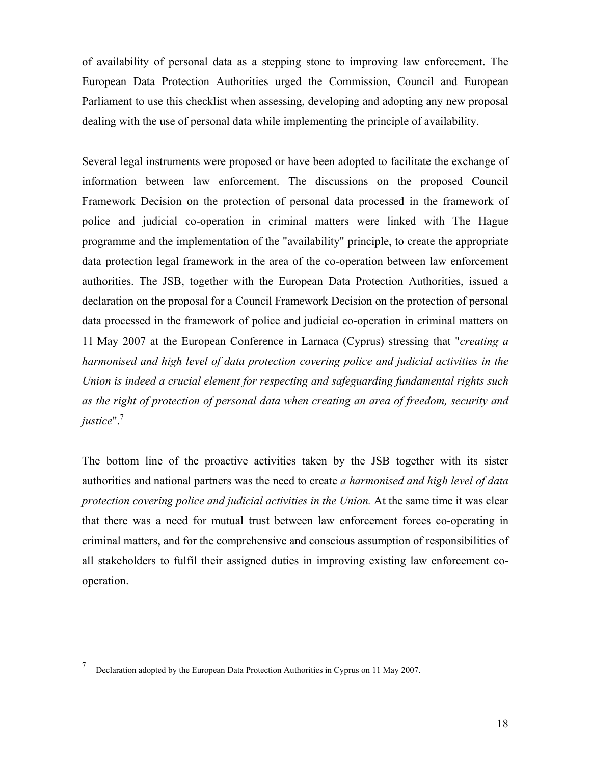of availability of personal data as a stepping stone to improving law enforcement. The European Data Protection Authorities urged the Commission, Council and European Parliament to use this checklist when assessing, developing and adopting any new proposal dealing with the use of personal data while implementing the principle of availability.

Several legal instruments were proposed or have been adopted to facilitate the exchange of information between law enforcement. The discussions on the proposed Council Framework Decision on the protection of personal data processed in the framework of police and judicial co-operation in criminal matters were linked with The Hague programme and the implementation of the "availability" principle, to create the appropriate data protection legal framework in the area of the co-operation between law enforcement authorities. The JSB, together with the European Data Protection Authorities, issued a declaration on the proposal for a Council Framework Decision on the protection of personal data processed in the framework of police and judicial co-operation in criminal matters on 11 May 2007 at the European Conference in Larnaca (Cyprus) stressing that "*creating a harmonised and high level of data protection covering police and judicial activities in the Union is indeed a crucial element for respecting and safeguarding fundamental rights such as the right of protection of personal data when creating an area of freedom, security and justice*".[7]

The bottom line of the proactive activities taken by the JSB together with its sister authorities and national partners was the need to create *a harmonised and high level of data protection covering police and judicial activities in the Union.* At the same time it was clear that there was a need for mutual trust between law enforcement forces co-operating in criminal matters, and for the comprehensive and conscious assumption of responsibilities of all stakeholders to fulfil their assigned duties in improving existing law enforcement co-operation.

---

[7] Declaration adopted by the European Data Protection Authorities in Cyprus on 11 May 2007.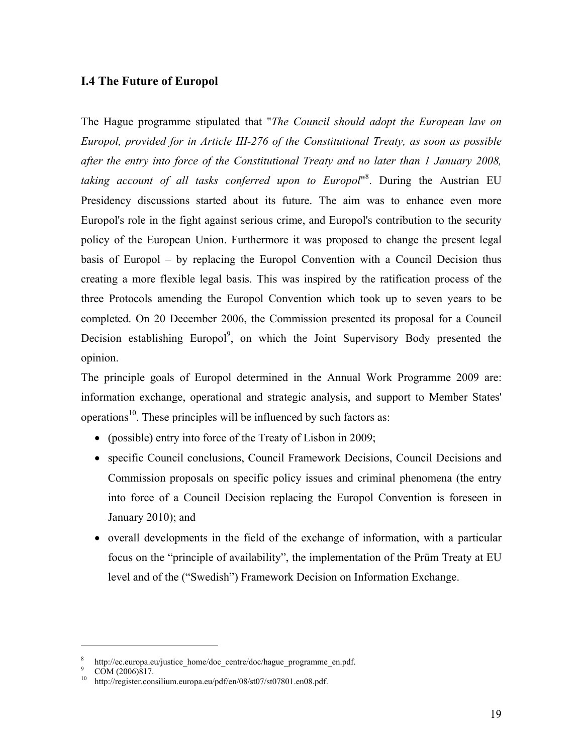### I.4 The Future of Europol

The Hague programme stipulated that "*The Council should adopt the European law on Europol, provided for in Article III-276 of the Constitutional Treaty, as soon as possible after the entry into force of the Constitutional Treaty and no later than 1 January 2008, taking account of all tasks conferred upon to Europol*"[8]. During the Austrian EU Presidency discussions started about its future. The aim was to enhance even more Europol's role in the fight against serious crime, and Europol's contribution to the security policy of the European Union. Furthermore it was proposed to change the present legal basis of Europol – by replacing the Europol Convention with a Council Decision thus creating a more flexible legal basis. This was inspired by the ratification process of the three Protocols amending the Europol Convention which took up to seven years to be completed. On 20 December 2006, the Commission presented its proposal for a Council Decision establishing Europol[9], on which the Joint Supervisory Body presented the opinion.

The principle goals of Europol determined in the Annual Work Programme 2009 are: information exchange, operational and strategic analysis, and support to Member States' operations[10]. These principles will be influenced by such factors as:

- (possible) entry into force of the Treaty of Lisbon in 2009;
- specific Council conclusions, Council Framework Decisions, Council Decisions and Commission proposals on specific policy issues and criminal phenomena (the entry into force of a Council Decision replacing the Europol Convention is foreseen in January 2010); and
- overall developments in the field of the exchange of information, with a particular focus on the "principle of availability", the implementation of the Prüm Treaty at EU level and of the ("Swedish") Framework Decision on Information Exchange.

---

[8] http://ec.europa.eu/justice_home/doc_centre/doc/hague_programme_en.pdf.

[9] COM (2006)817.

[10] http://register.consilium.europa.eu/pdf/en/08/st07/st07801.en08.pdf.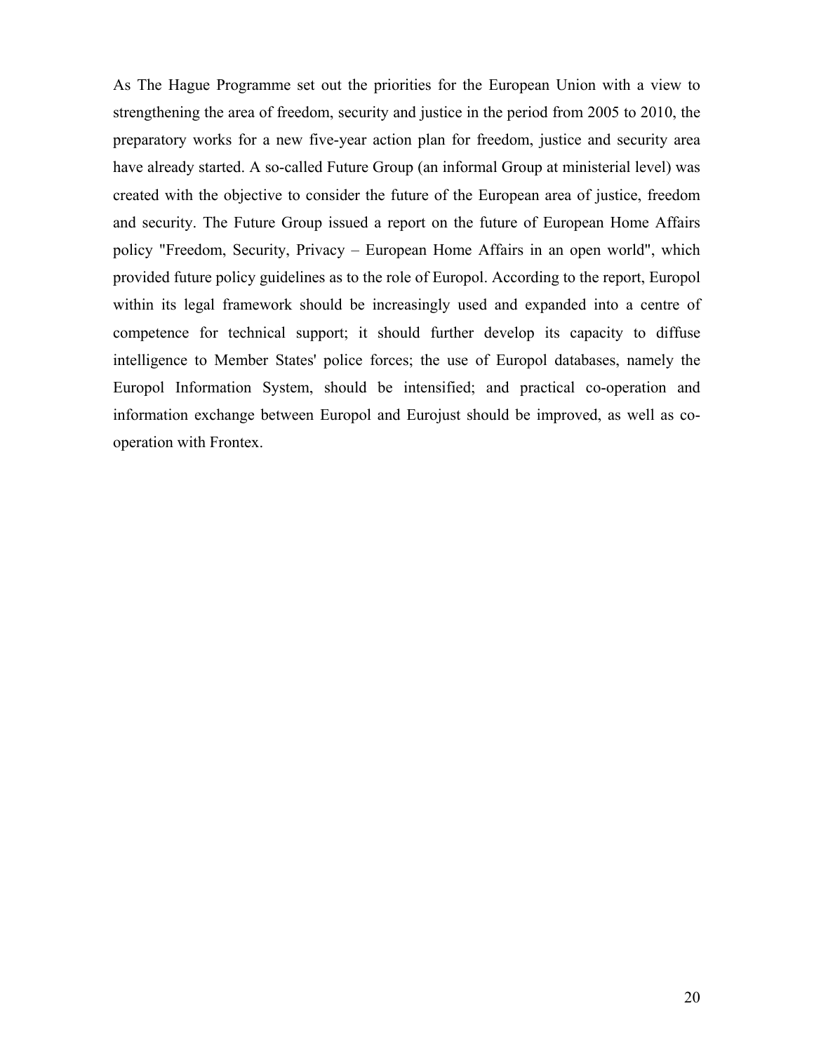As The Hague Programme set out the priorities for the European Union with a view to strengthening the area of freedom, security and justice in the period from 2005 to 2010, the preparatory works for a new five-year action plan for freedom, justice and security area have already started. A so-called Future Group (an informal Group at ministerial level) was created with the objective to consider the future of the European area of justice, freedom and security. The Future Group issued a report on the future of European Home Affairs policy "Freedom, Security, Privacy – European Home Affairs in an open world", which provided future policy guidelines as to the role of Europol. According to the report, Europol within its legal framework should be increasingly used and expanded into a centre of competence for technical support; it should further develop its capacity to diffuse intelligence to Member States' police forces; the use of Europol databases, namely the Europol Information System, should be intensified; and practical co-operation and information exchange between Europol and Eurojust should be improved, as well as co-operation with Frontex.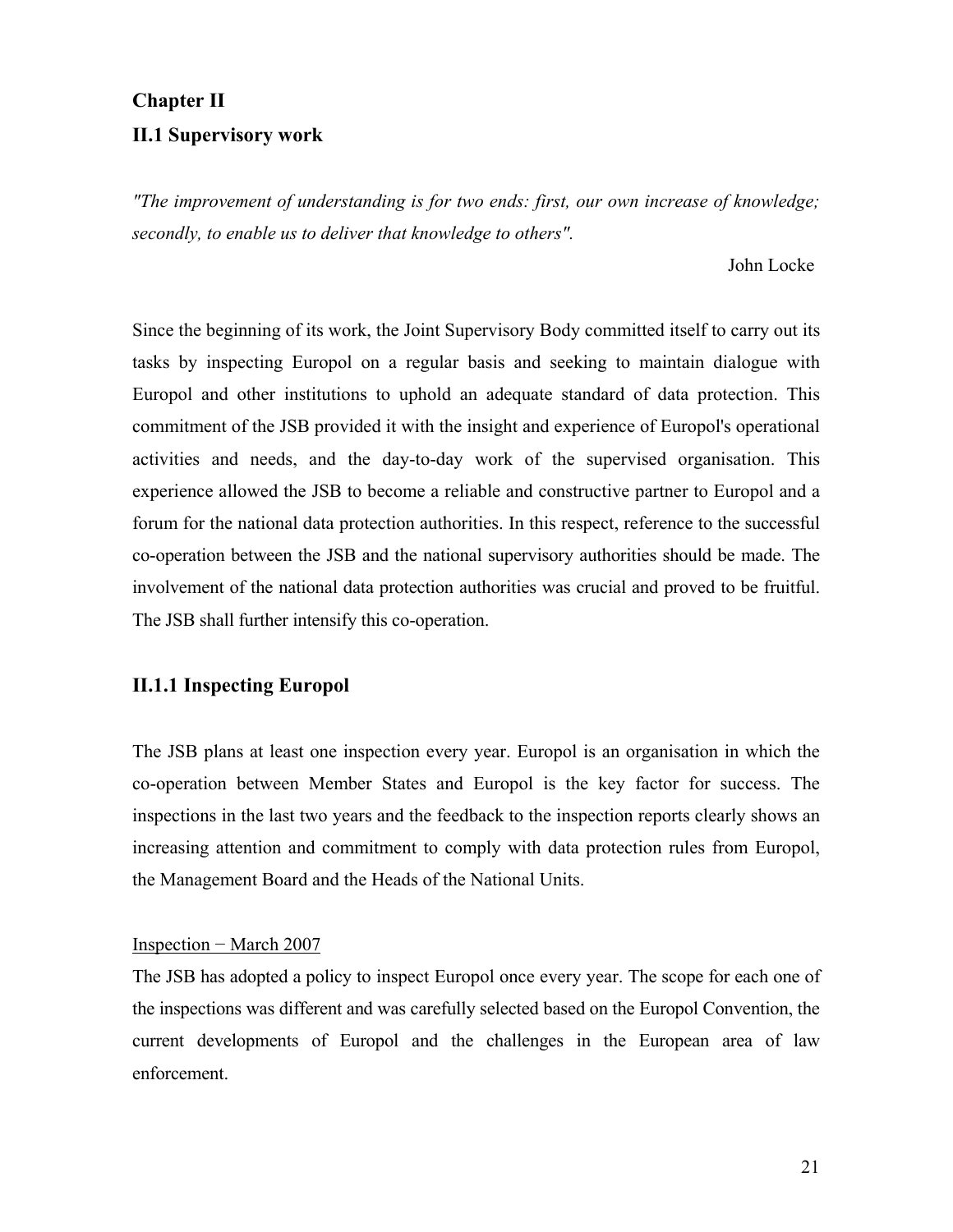# Chapter II

## II.1 Supervisory work

*"The improvement of understanding is for two ends: first, our own increase of knowledge; secondly, to enable us to deliver that knowledge to others".*

John Locke

Since the beginning of its work, the Joint Supervisory Body committed itself to carry out its tasks by inspecting Europol on a regular basis and seeking to maintain dialogue with Europol and other institutions to uphold an adequate standard of data protection. This commitment of the JSB provided it with the insight and experience of Europol's operational activities and needs, and the day-to-day work of the supervised organisation. This experience allowed the JSB to become a reliable and constructive partner to Europol and a forum for the national data protection authorities. In this respect, reference to the successful co-operation between the JSB and the national supervisory authorities should be made. The involvement of the national data protection authorities was crucial and proved to be fruitful. The JSB shall further intensify this co-operation.

### II.1.1 Inspecting Europol

The JSB plans at least one inspection every year. Europol is an organisation in which the co-operation between Member States and Europol is the key factor for success. The inspections in the last two years and the feedback to the inspection reports clearly shows an increasing attention and commitment to comply with data protection rules from Europol, the Management Board and the Heads of the National Units.

<u>Inspection − March 2007</u>

The JSB has adopted a policy to inspect Europol once every year. The scope for each one of the inspections was different and was carefully selected based on the Europol Convention, the current developments of Europol and the challenges in the European area of law enforcement.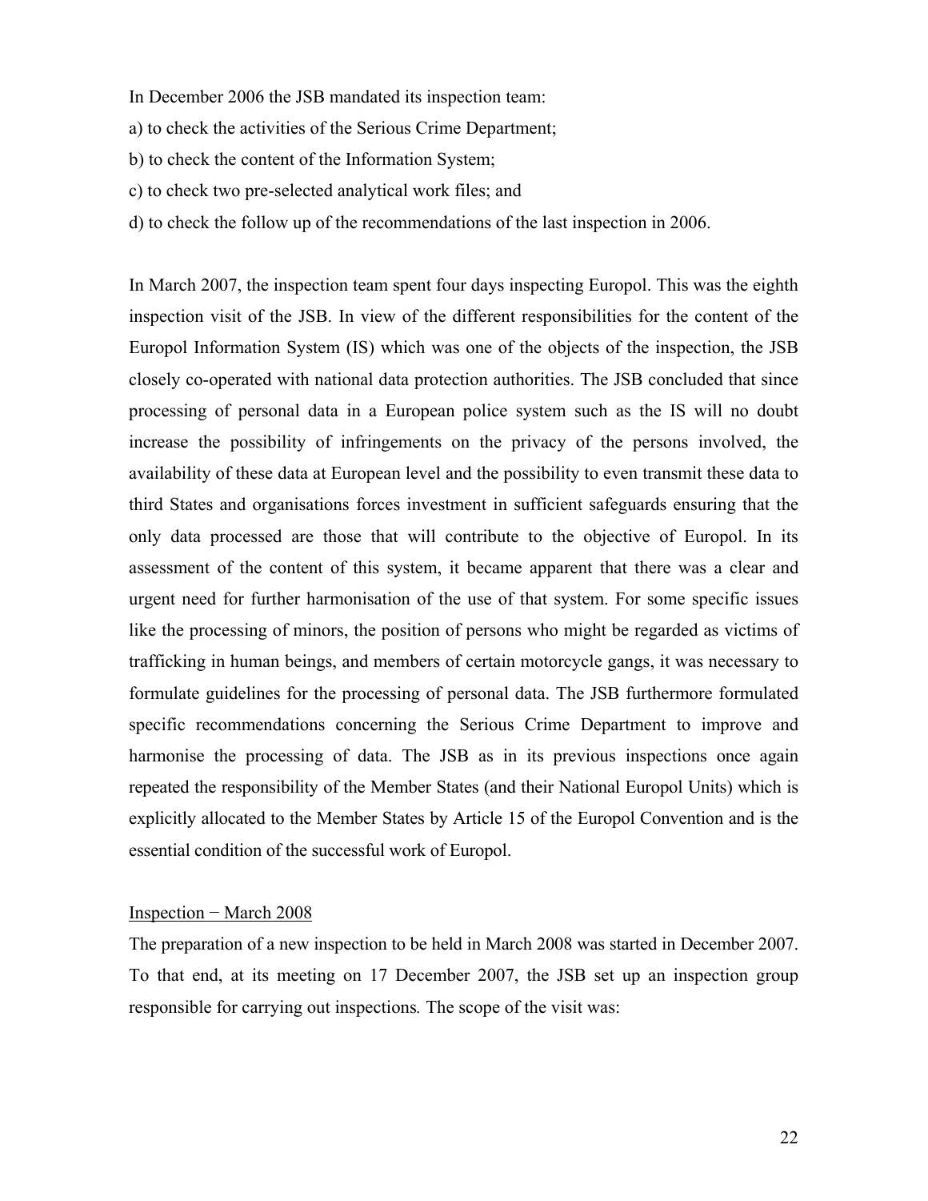In December 2006 the JSB mandated its inspection team:

a) to check the activities of the Serious Crime Department;

b) to check the content of the Information System;

c) to check two pre-selected analytical work files; and

d) to check the follow up of the recommendations of the last inspection in 2006.

In March 2007, the inspection team spent four days inspecting Europol. This was the eighth inspection visit of the JSB. In view of the different responsibilities for the content of the Europol Information System (IS) which was one of the objects of the inspection, the JSB closely co-operated with national data protection authorities. The JSB concluded that since processing of personal data in a European police system such as the IS will no doubt increase the possibility of infringements on the privacy of the persons involved, the availability of these data at European level and the possibility to even transmit these data to third States and organisations forces investment in sufficient safeguards ensuring that the only data processed are those that will contribute to the objective of Europol. In its assessment of the content of this system, it became apparent that there was a clear and urgent need for further harmonisation of the use of that system. For some specific issues like the processing of minors, the position of persons who might be regarded as victims of trafficking in human beings, and members of certain motorcycle gangs, it was necessary to formulate guidelines for the processing of personal data. The JSB furthermore formulated specific recommendations concerning the Serious Crime Department to improve and harmonise the processing of data. The JSB as in its previous inspections once again repeated the responsibility of the Member States (and their National Europol Units) which is explicitly allocated to the Member States by Article 15 of the Europol Convention and is the essential condition of the successful work of Europol.

Inspection − March 2008

The preparation of a new inspection to be held in March 2008 was started in December 2007. To that end, at its meeting on 17 December 2007, the JSB set up an inspection group responsible for carrying out inspections. The scope of the visit was: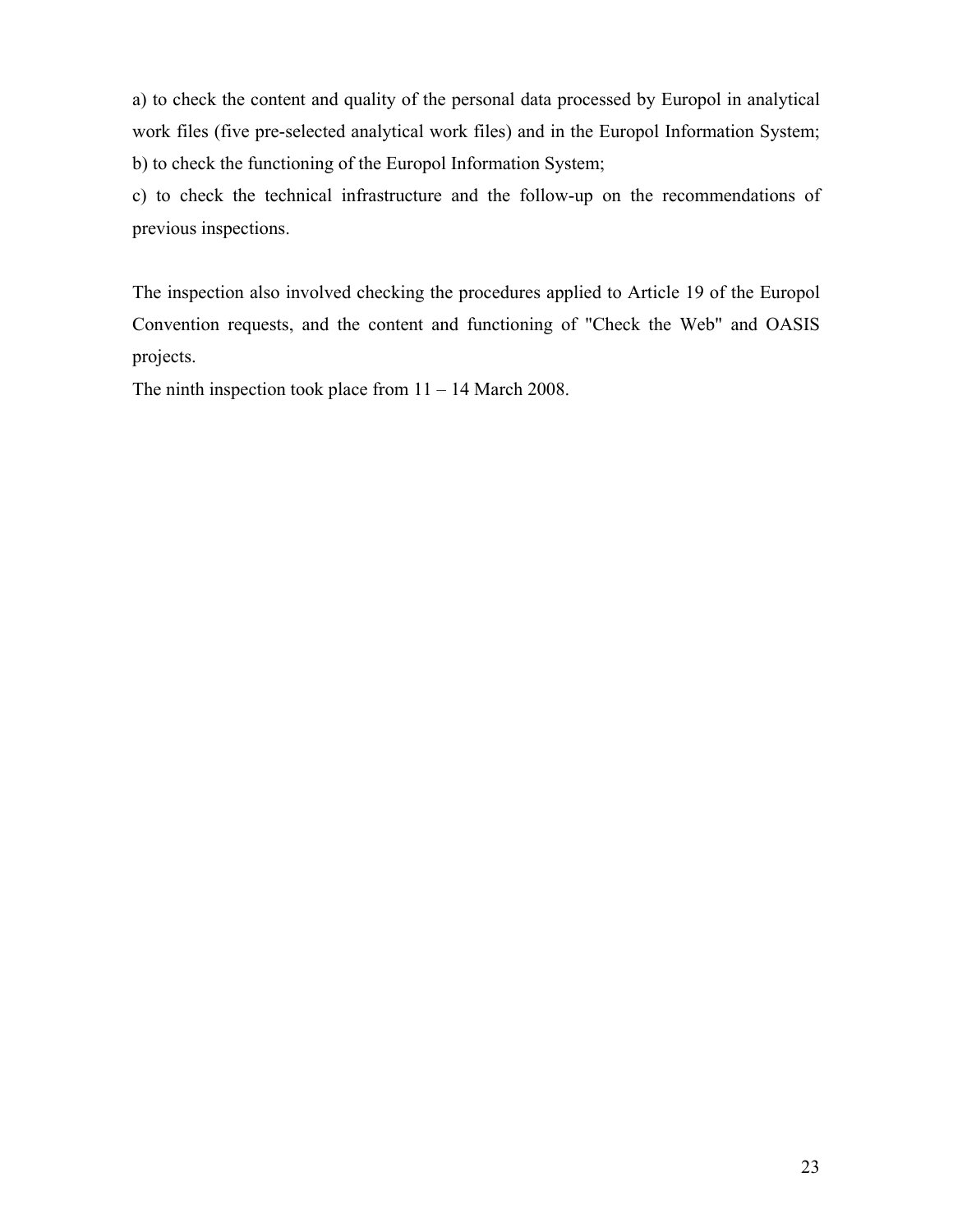a) to check the content and quality of the personal data processed by Europol in analytical work files (five pre-selected analytical work files) and in the Europol Information System;
b) to check the functioning of the Europol Information System;
c) to check the technical infrastructure and the follow-up on the recommendations of previous inspections.

The inspection also involved checking the procedures applied to Article 19 of the Europol Convention requests, and the content and functioning of "Check the Web" and OASIS projects.
The ninth inspection took place from 11 – 14 March 2008.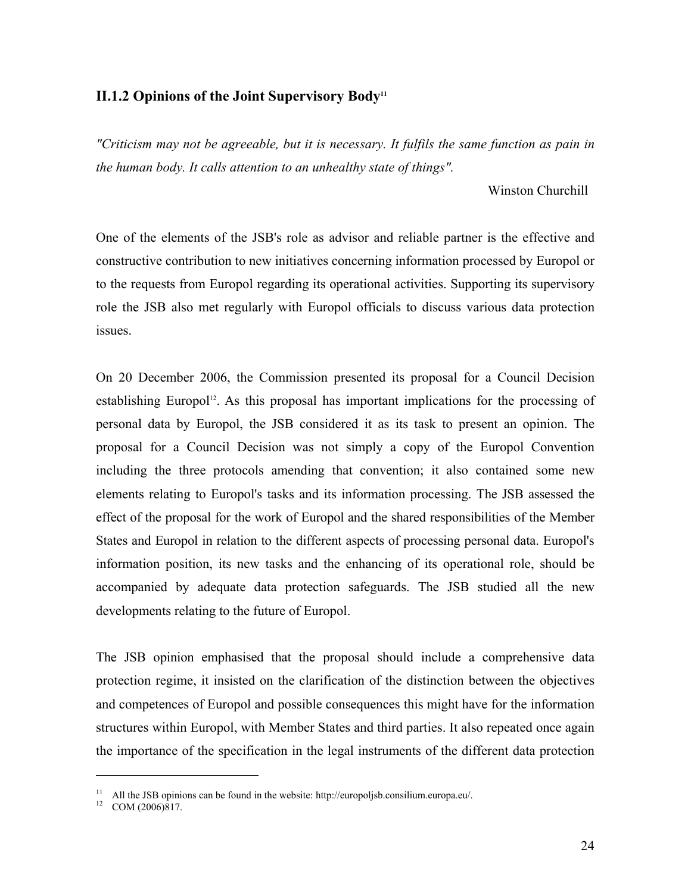### II.1.2 Opinions of the Joint Supervisory Body[11]

*"Criticism may not be agreeable, but it is necessary. It fulfils the same function as pain in the human body. It calls attention to an unhealthy state of things".*

Winston Churchill

One of the elements of the JSB's role as advisor and reliable partner is the effective and constructive contribution to new initiatives concerning information processed by Europol or to the requests from Europol regarding its operational activities. Supporting its supervisory role the JSB also met regularly with Europol officials to discuss various data protection issues.

On 20 December 2006, the Commission presented its proposal for a Council Decision establishing Europol[12]. As this proposal has important implications for the processing of personal data by Europol, the JSB considered it as its task to present an opinion. The proposal for a Council Decision was not simply a copy of the Europol Convention including the three protocols amending that convention; it also contained some new elements relating to Europol's tasks and its information processing. The JSB assessed the effect of the proposal for the work of Europol and the shared responsibilities of the Member States and Europol in relation to the different aspects of processing personal data. Europol's information position, its new tasks and the enhancing of its operational role, should be accompanied by adequate data protection safeguards. The JSB studied all the new developments relating to the future of Europol.

The JSB opinion emphasised that the proposal should include a comprehensive data protection regime, it insisted on the clarification of the distinction between the objectives and competences of Europol and possible consequences this might have for the information structures within Europol, with Member States and third parties. It also repeated once again the importance of the specification in the legal instruments of the different data protection

---

[11] All the JSB opinions can be found in the website: http://europoljsb.consilium.europa.eu/.

[12] COM (2006)817.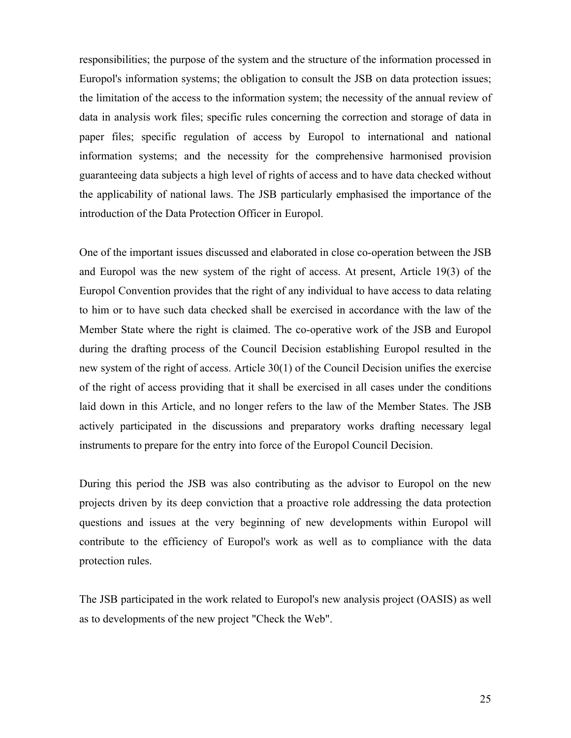responsibilities; the purpose of the system and the structure of the information processed in Europol's information systems; the obligation to consult the JSB on data protection issues; the limitation of the access to the information system; the necessity of the annual review of data in analysis work files; specific rules concerning the correction and storage of data in paper files; specific regulation of access by Europol to international and national information systems; and the necessity for the comprehensive harmonised provision guaranteeing data subjects a high level of rights of access and to have data checked without the applicability of national laws. The JSB particularly emphasised the importance of the introduction of the Data Protection Officer in Europol.

One of the important issues discussed and elaborated in close co-operation between the JSB and Europol was the new system of the right of access. At present, Article 19(3) of the Europol Convention provides that the right of any individual to have access to data relating to him or to have such data checked shall be exercised in accordance with the law of the Member State where the right is claimed. The co-operative work of the JSB and Europol during the drafting process of the Council Decision establishing Europol resulted in the new system of the right of access. Article 30(1) of the Council Decision unifies the exercise of the right of access providing that it shall be exercised in all cases under the conditions laid down in this Article, and no longer refers to the law of the Member States. The JSB actively participated in the discussions and preparatory works drafting necessary legal instruments to prepare for the entry into force of the Europol Council Decision.

During this period the JSB was also contributing as the advisor to Europol on the new projects driven by its deep conviction that a proactive role addressing the data protection questions and issues at the very beginning of new developments within Europol will contribute to the efficiency of Europol's work as well as to compliance with the data protection rules.

The JSB participated in the work related to Europol's new analysis project (OASIS) as well as to developments of the new project "Check the Web".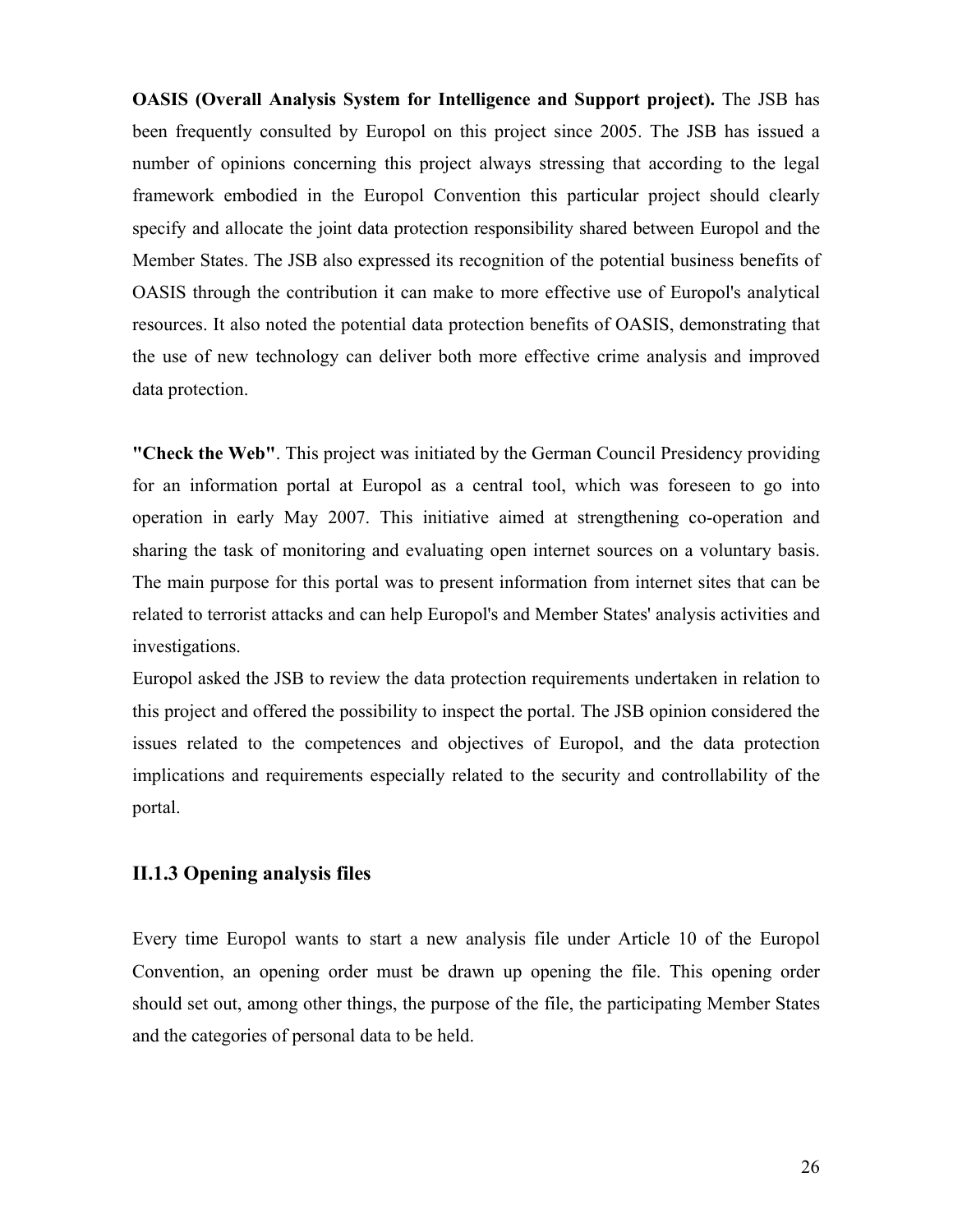**OASIS (Overall Analysis System for Intelligence and Support project).** The JSB has been frequently consulted by Europol on this project since 2005. The JSB has issued a number of opinions concerning this project always stressing that according to the legal framework embodied in the Europol Convention this particular project should clearly specify and allocate the joint data protection responsibility shared between Europol and the Member States. The JSB also expressed its recognition of the potential business benefits of OASIS through the contribution it can make to more effective use of Europol's analytical resources. It also noted the potential data protection benefits of OASIS, demonstrating that the use of new technology can deliver both more effective crime analysis and improved data protection.

**"Check the Web"**. This project was initiated by the German Council Presidency providing for an information portal at Europol as a central tool, which was foreseen to go into operation in early May 2007. This initiative aimed at strengthening co-operation and sharing the task of monitoring and evaluating open internet sources on a voluntary basis. The main purpose for this portal was to present information from internet sites that can be related to terrorist attacks and can help Europol's and Member States' analysis activities and investigations.

Europol asked the JSB to review the data protection requirements undertaken in relation to this project and offered the possibility to inspect the portal. The JSB opinion considered the issues related to the competences and objectives of Europol, and the data protection implications and requirements especially related to the security and controllability of the portal.

### II.1.3 Opening analysis files

Every time Europol wants to start a new analysis file under Article 10 of the Europol Convention, an opening order must be drawn up opening the file. This opening order should set out, among other things, the purpose of the file, the participating Member States and the categories of personal data to be held.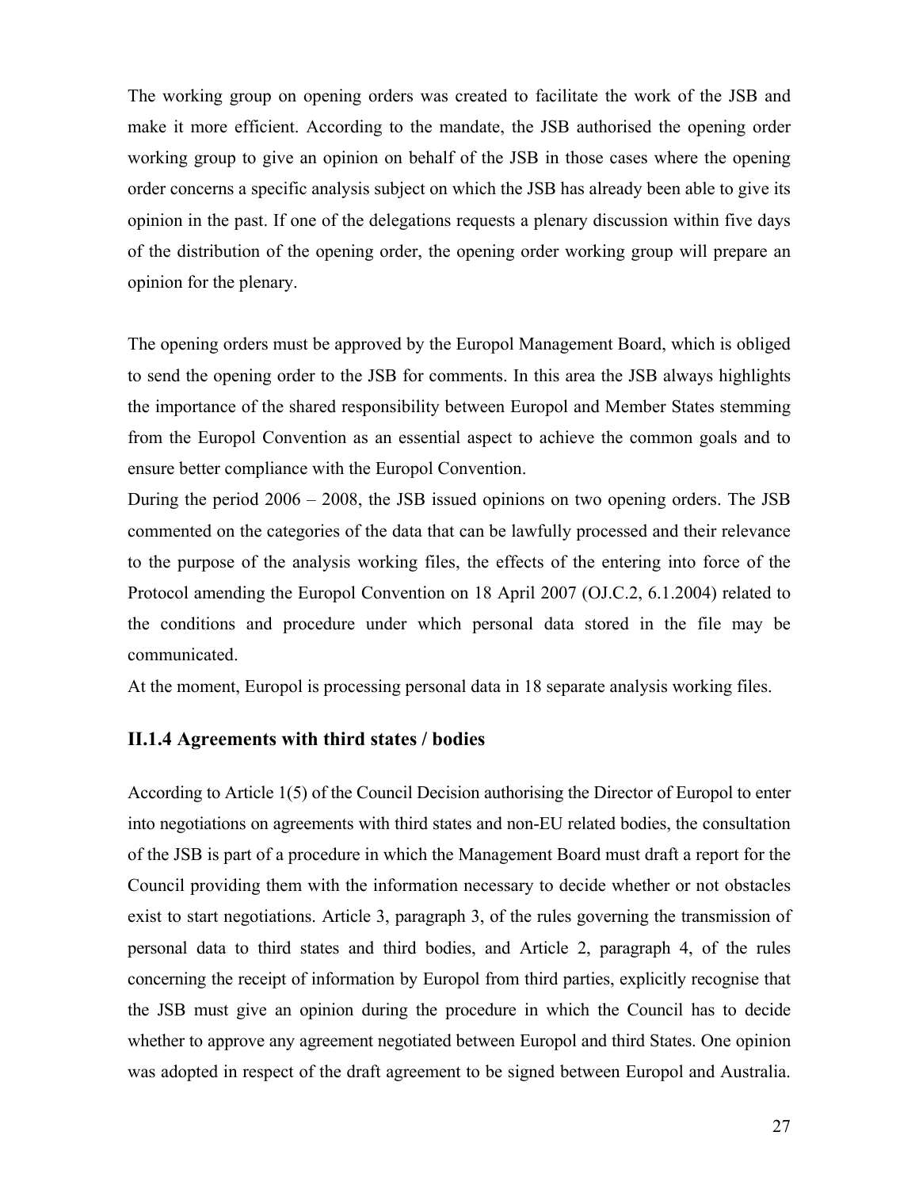The working group on opening orders was created to facilitate the work of the JSB and make it more efficient. According to the mandate, the JSB authorised the opening order working group to give an opinion on behalf of the JSB in those cases where the opening order concerns a specific analysis subject on which the JSB has already been able to give its opinion in the past. If one of the delegations requests a plenary discussion within five days of the distribution of the opening order, the opening order working group will prepare an opinion for the plenary.

The opening orders must be approved by the Europol Management Board, which is obliged to send the opening order to the JSB for comments. In this area the JSB always highlights the importance of the shared responsibility between Europol and Member States stemming from the Europol Convention as an essential aspect to achieve the common goals and to ensure better compliance with the Europol Convention.

During the period 2006 – 2008, the JSB issued opinions on two opening orders. The JSB commented on the categories of the data that can be lawfully processed and their relevance to the purpose of the analysis working files, the effects of the entering into force of the Protocol amending the Europol Convention on 18 April 2007 (OJ.C.2, 6.1.2004) related to the conditions and procedure under which personal data stored in the file may be communicated.

At the moment, Europol is processing personal data in 18 separate analysis working files.

### II.1.4 Agreements with third states / bodies

According to Article 1(5) of the Council Decision authorising the Director of Europol to enter into negotiations on agreements with third states and non-EU related bodies, the consultation of the JSB is part of a procedure in which the Management Board must draft a report for the Council providing them with the information necessary to decide whether or not obstacles exist to start negotiations. Article 3, paragraph 3, of the rules governing the transmission of personal data to third states and third bodies, and Article 2, paragraph 4, of the rules concerning the receipt of information by Europol from third parties, explicitly recognise that the JSB must give an opinion during the procedure in which the Council has to decide whether to approve any agreement negotiated between Europol and third States. One opinion was adopted in respect of the draft agreement to be signed between Europol and Australia.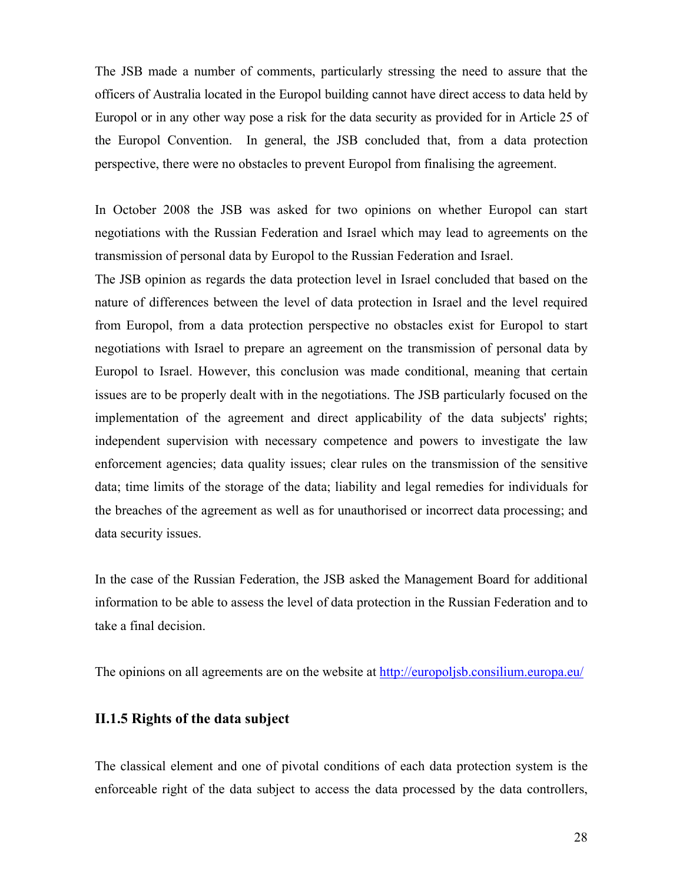The JSB made a number of comments, particularly stressing the need to assure that the officers of Australia located in the Europol building cannot have direct access to data held by Europol or in any other way pose a risk for the data security as provided for in Article 25 of the Europol Convention.  In general, the JSB concluded that, from a data protection perspective, there were no obstacles to prevent Europol from finalising the agreement.

In October 2008 the JSB was asked for two opinions on whether Europol can start negotiations with the Russian Federation and Israel which may lead to agreements on the transmission of personal data by Europol to the Russian Federation and Israel.

The JSB opinion as regards the data protection level in Israel concluded that based on the nature of differences between the level of data protection in Israel and the level required from Europol, from a data protection perspective no obstacles exist for Europol to start negotiations with Israel to prepare an agreement on the transmission of personal data by Europol to Israel. However, this conclusion was made conditional, meaning that certain issues are to be properly dealt with in the negotiations. The JSB particularly focused on the implementation of the agreement and direct applicability of the data subjects' rights; independent supervision with necessary competence and powers to investigate the law enforcement agencies; data quality issues; clear rules on the transmission of the sensitive data; time limits of the storage of the data; liability and legal remedies for individuals for the breaches of the agreement as well as for unauthorised or incorrect data processing; and data security issues.

In the case of the Russian Federation, the JSB asked the Management Board for additional information to be able to assess the level of data protection in the Russian Federation and to take a final decision.

The opinions on all agreements are on the website at http://europoljsb.consilium.europa.eu/

### II.1.5 Rights of the data subject

The classical element and one of pivotal conditions of each data protection system is the enforceable right of the data subject to access the data processed by the data controllers,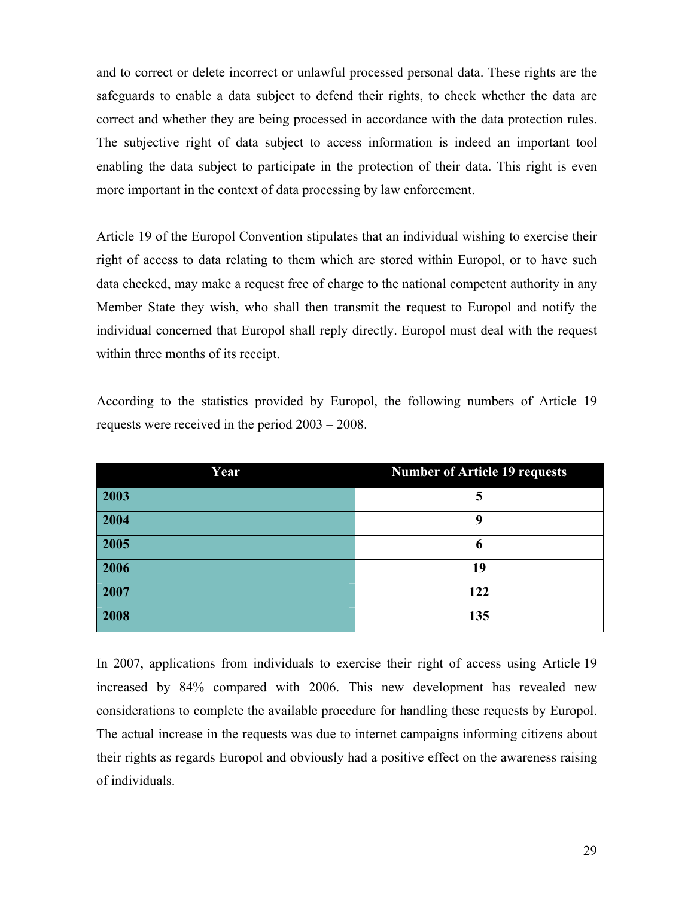and to correct or delete incorrect or unlawful processed personal data. These rights are the safeguards to enable a data subject to defend their rights, to check whether the data are correct and whether they are being processed in accordance with the data protection rules. The subjective right of data subject to access information is indeed an important tool enabling the data subject to participate in the protection of their data. This right is even more important in the context of data processing by law enforcement.

Article 19 of the Europol Convention stipulates that an individual wishing to exercise their right of access to data relating to them which are stored within Europol, or to have such data checked, may make a request free of charge to the national competent authority in any Member State they wish, who shall then transmit the request to Europol and notify the individual concerned that Europol shall reply directly. Europol must deal with the request within three months of its receipt.

According to the statistics provided by Europol, the following numbers of Article 19 requests were received in the period 2003 – 2008.

| Year | Number of Article 19 requests |
|---|---|
| **2003** | **5** |
| **2004** | **9** |
| **2005** | **6** |
| **2006** | **19** |
| **2007** | **122** |
| **2008** | **135** |

In 2007, applications from individuals to exercise their right of access using Article 19 increased by 84% compared with 2006. This new development has revealed new considerations to complete the available procedure for handling these requests by Europol. The actual increase in the requests was due to internet campaigns informing citizens about their rights as regards Europol and obviously had a positive effect on the awareness raising of individuals.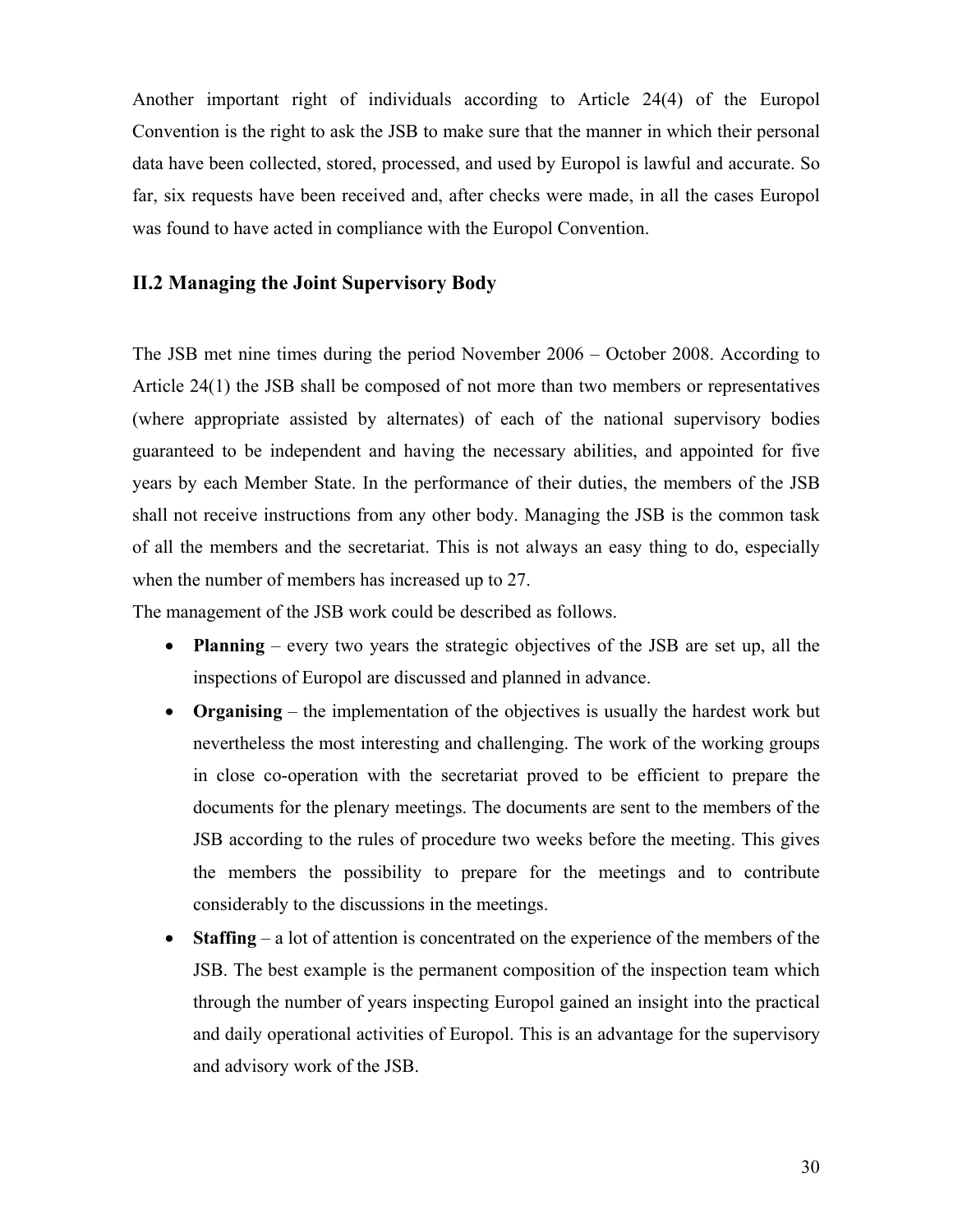Another important right of individuals according to Article 24(4) of the Europol Convention is the right to ask the JSB to make sure that the manner in which their personal data have been collected, stored, processed, and used by Europol is lawful and accurate. So far, six requests have been received and, after checks were made, in all the cases Europol was found to have acted in compliance with the Europol Convention.

## II.2 Managing the Joint Supervisory Body

The JSB met nine times during the period November 2006 – October 2008. According to Article 24(1) the JSB shall be composed of not more than two members or representatives (where appropriate assisted by alternates) of each of the national supervisory bodies guaranteed to be independent and having the necessary abilities, and appointed for five years by each Member State. In the performance of their duties, the members of the JSB shall not receive instructions from any other body. Managing the JSB is the common task of all the members and the secretariat. This is not always an easy thing to do, especially when the number of members has increased up to 27.

The management of the JSB work could be described as follows.

- **Planning** – every two years the strategic objectives of the JSB are set up, all the inspections of Europol are discussed and planned in advance.
- **Organising** – the implementation of the objectives is usually the hardest work but nevertheless the most interesting and challenging. The work of the working groups in close co-operation with the secretariat proved to be efficient to prepare the documents for the plenary meetings. The documents are sent to the members of the JSB according to the rules of procedure two weeks before the meeting. This gives the members the possibility to prepare for the meetings and to contribute considerably to the discussions in the meetings.
- **Staffing** – a lot of attention is concentrated on the experience of the members of the JSB. The best example is the permanent composition of the inspection team which through the number of years inspecting Europol gained an insight into the practical and daily operational activities of Europol. This is an advantage for the supervisory and advisory work of the JSB.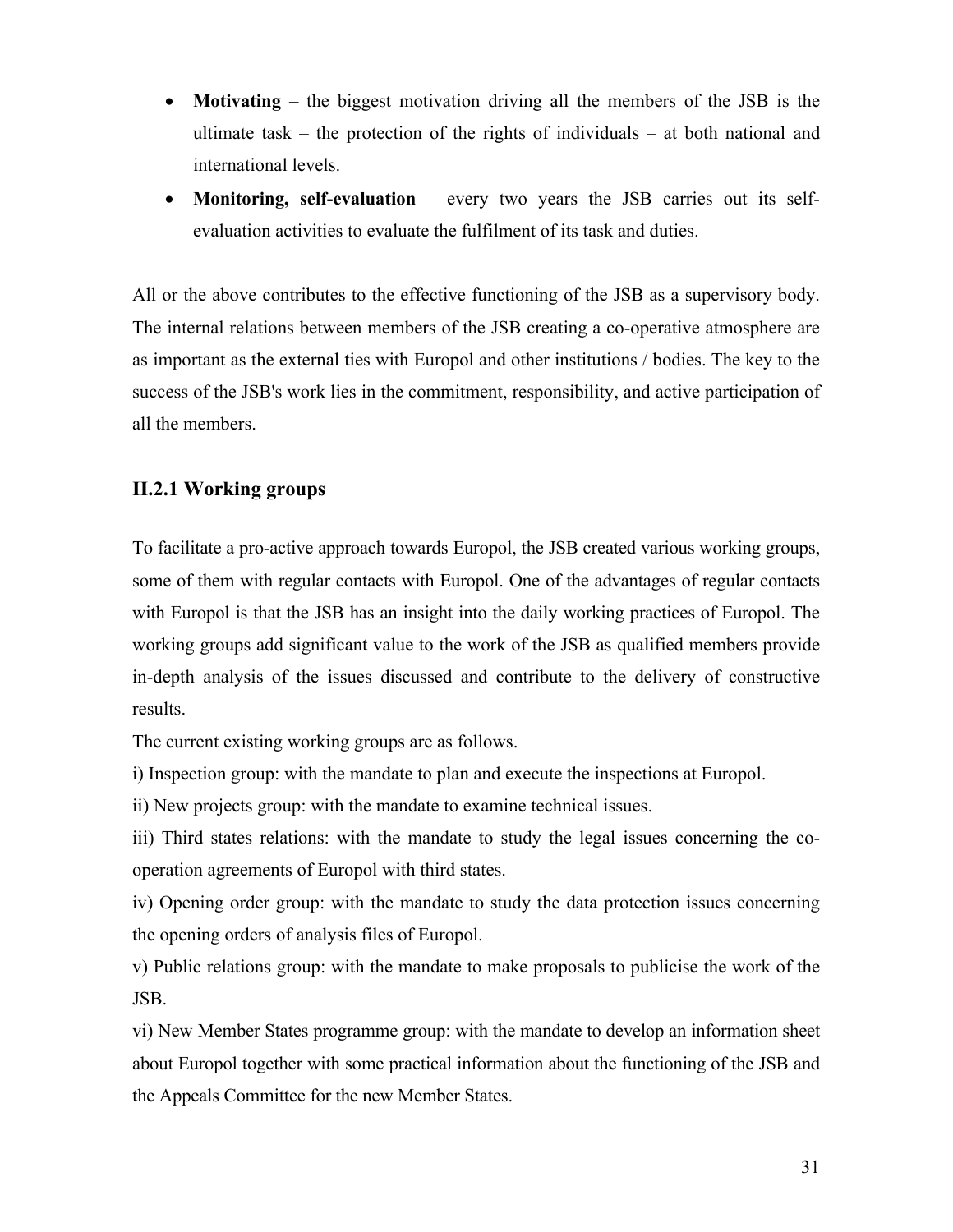- **Motivating** – the biggest motivation driving all the members of the JSB is the ultimate task – the protection of the rights of individuals – at both national and international levels.
- **Monitoring, self-evaluation** – every two years the JSB carries out its self-evaluation activities to evaluate the fulfilment of its task and duties.

All or the above contributes to the effective functioning of the JSB as a supervisory body. The internal relations between members of the JSB creating a co-operative atmosphere are as important as the external ties with Europol and other institutions / bodies. The key to the success of the JSB's work lies in the commitment, responsibility, and active participation of all the members.

### II.2.1 Working groups

To facilitate a pro-active approach towards Europol, the JSB created various working groups, some of them with regular contacts with Europol. One of the advantages of regular contacts with Europol is that the JSB has an insight into the daily working practices of Europol. The working groups add significant value to the work of the JSB as qualified members provide in-depth analysis of the issues discussed and contribute to the delivery of constructive results.

The current existing working groups are as follows.

i) Inspection group: with the mandate to plan and execute the inspections at Europol.

ii) New projects group: with the mandate to examine technical issues.

iii) Third states relations: with the mandate to study the legal issues concerning the co-operation agreements of Europol with third states.

iv) Opening order group: with the mandate to study the data protection issues concerning the opening orders of analysis files of Europol.

v) Public relations group: with the mandate to make proposals to publicise the work of the JSB.

vi) New Member States programme group: with the mandate to develop an information sheet about Europol together with some practical information about the functioning of the JSB and the Appeals Committee for the new Member States.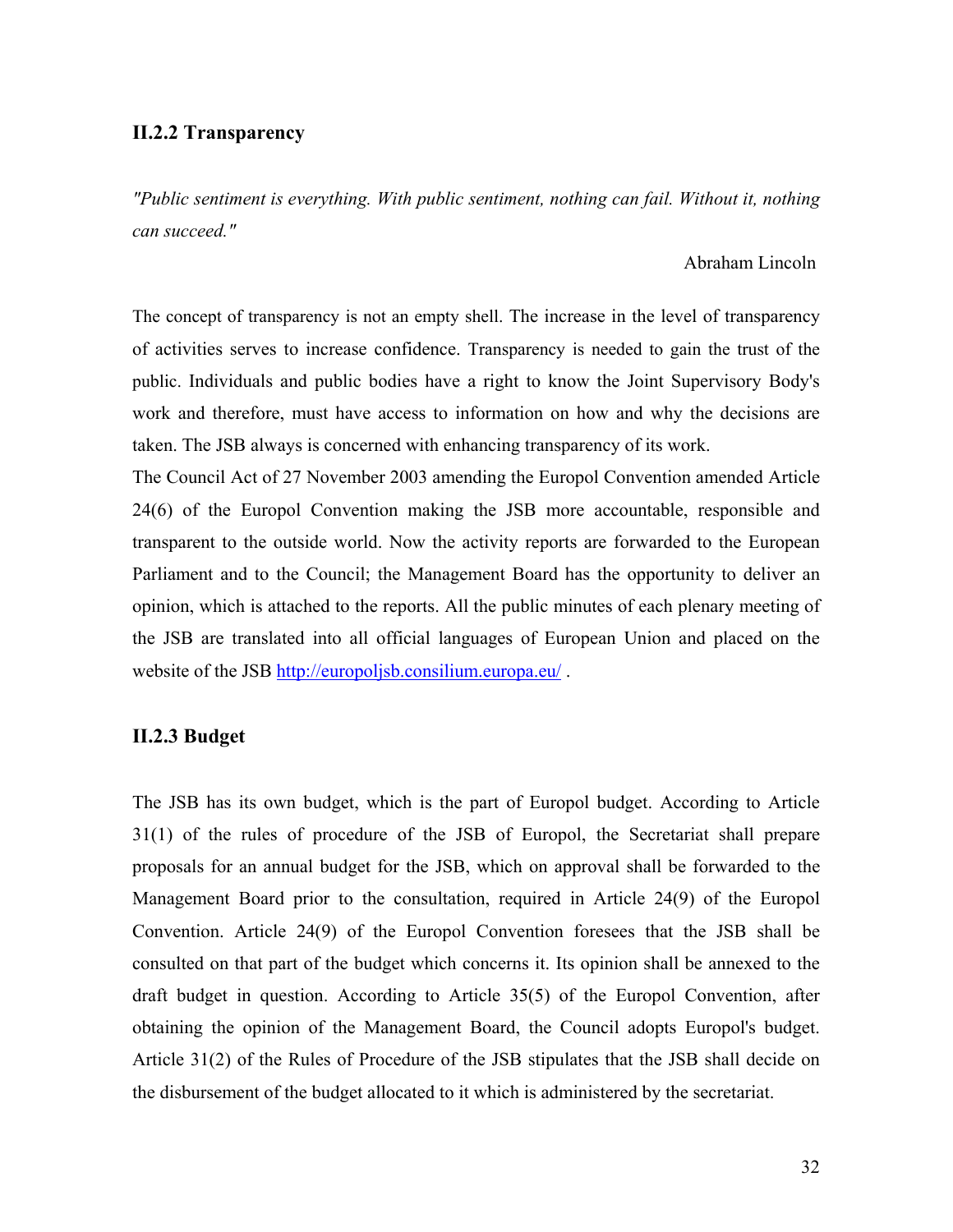### II.2.2 Transparency

*"Public sentiment is everything. With public sentiment, nothing can fail. Without it, nothing can succeed."*

Abraham Lincoln

The concept of transparency is not an empty shell. The increase in the level of transparency of activities serves to increase confidence. Transparency is needed to gain the trust of the public. Individuals and public bodies have a right to know the Joint Supervisory Body's work and therefore, must have access to information on how and why the decisions are taken. The JSB always is concerned with enhancing transparency of its work.

The Council Act of 27 November 2003 amending the Europol Convention amended Article 24(6) of the Europol Convention making the JSB more accountable, responsible and transparent to the outside world. Now the activity reports are forwarded to the European Parliament and to the Council; the Management Board has the opportunity to deliver an opinion, which is attached to the reports. All the public minutes of each plenary meeting of the JSB are translated into all official languages of European Union and placed on the website of the JSB http://europoljsb.consilium.europa.eu/ .

### II.2.3 Budget

The JSB has its own budget, which is the part of Europol budget. According to Article 31(1) of the rules of procedure of the JSB of Europol, the Secretariat shall prepare proposals for an annual budget for the JSB, which on approval shall be forwarded to the Management Board prior to the consultation, required in Article 24(9) of the Europol Convention. Article 24(9) of the Europol Convention foresees that the JSB shall be consulted on that part of the budget which concerns it. Its opinion shall be annexed to the draft budget in question. According to Article 35(5) of the Europol Convention, after obtaining the opinion of the Management Board, the Council adopts Europol's budget. Article 31(2) of the Rules of Procedure of the JSB stipulates that the JSB shall decide on the disbursement of the budget allocated to it which is administered by the secretariat.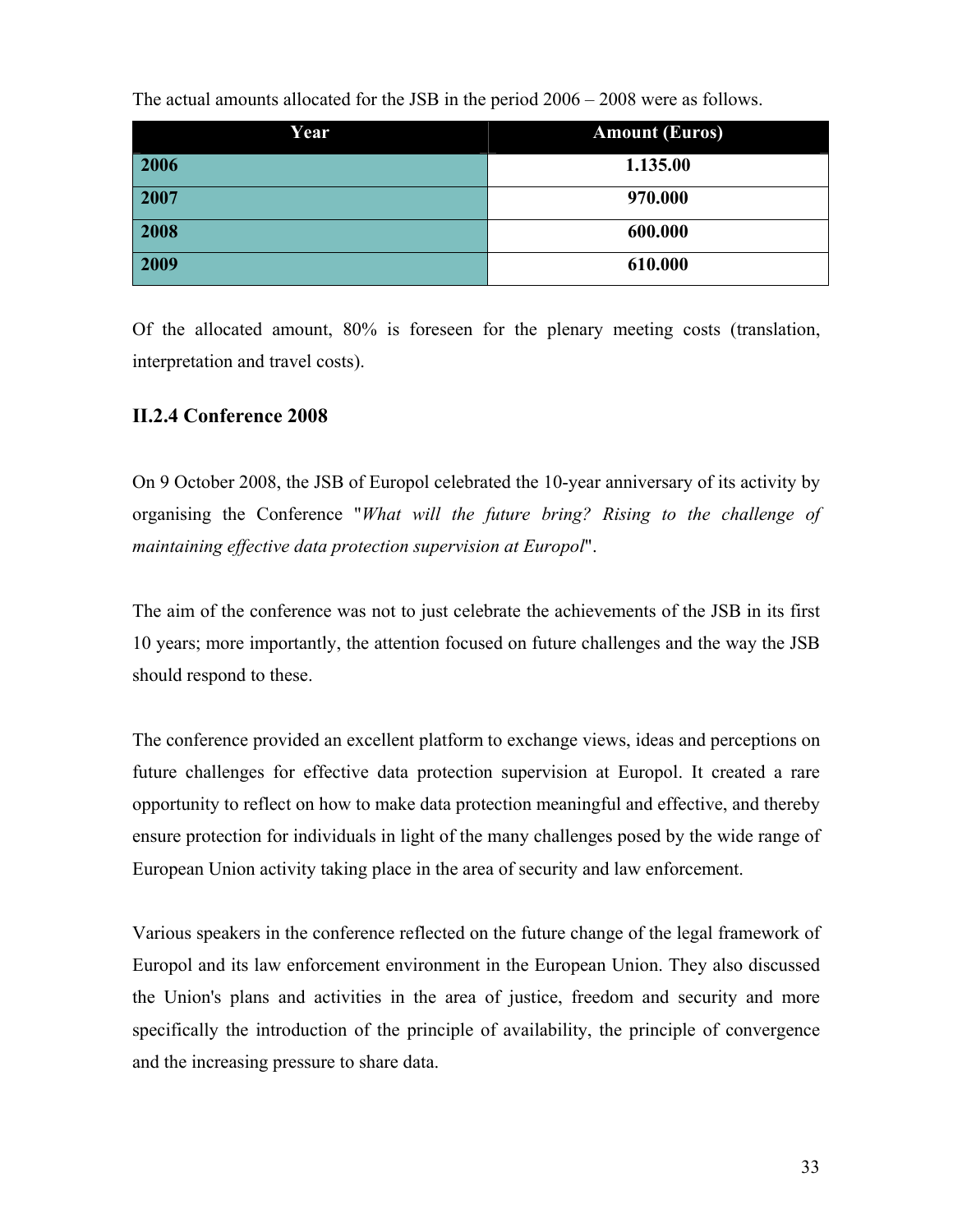The actual amounts allocated for the JSB in the period 2006 – 2008 were as follows.

| Year | Amount (Euros) |
|---|---|
| **2006** | **1.135.00** |
| **2007** | **970.000** |
| **2008** | **600.000** |
| **2009** | **610.000** |

Of the allocated amount, 80% is foreseen for the plenary meeting costs (translation, interpretation and travel costs).

### II.2.4 Conference 2008

On 9 October 2008, the JSB of Europol celebrated the 10-year anniversary of its activity by organising the Conference "*What will the future bring? Rising to the challenge of maintaining effective data protection supervision at Europol*".

The aim of the conference was not to just celebrate the achievements of the JSB in its first 10 years; more importantly, the attention focused on future challenges and the way the JSB should respond to these.

The conference provided an excellent platform to exchange views, ideas and perceptions on future challenges for effective data protection supervision at Europol. It created a rare opportunity to reflect on how to make data protection meaningful and effective, and thereby ensure protection for individuals in light of the many challenges posed by the wide range of European Union activity taking place in the area of security and law enforcement.

Various speakers in the conference reflected on the future change of the legal framework of Europol and its law enforcement environment in the European Union. They also discussed the Union's plans and activities in the area of justice, freedom and security and more specifically the introduction of the principle of availability, the principle of convergence and the increasing pressure to share data.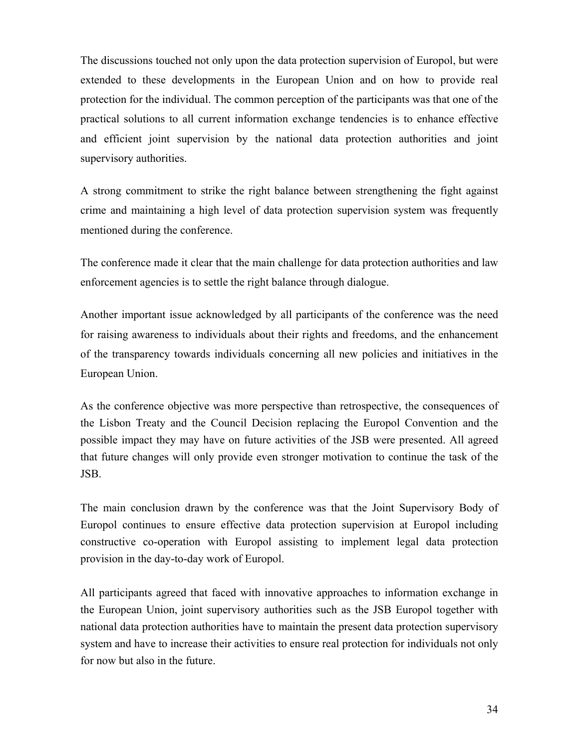The discussions touched not only upon the data protection supervision of Europol, but were extended to these developments in the European Union and on how to provide real protection for the individual. The common perception of the participants was that one of the practical solutions to all current information exchange tendencies is to enhance effective and efficient joint supervision by the national data protection authorities and joint supervisory authorities.

A strong commitment to strike the right balance between strengthening the fight against crime and maintaining a high level of data protection supervision system was frequently mentioned during the conference.

The conference made it clear that the main challenge for data protection authorities and law enforcement agencies is to settle the right balance through dialogue.

Another important issue acknowledged by all participants of the conference was the need for raising awareness to individuals about their rights and freedoms, and the enhancement of the transparency towards individuals concerning all new policies and initiatives in the European Union.

As the conference objective was more perspective than retrospective, the consequences of the Lisbon Treaty and the Council Decision replacing the Europol Convention and the possible impact they may have on future activities of the JSB were presented. All agreed that future changes will only provide even stronger motivation to continue the task of the JSB.

The main conclusion drawn by the conference was that the Joint Supervisory Body of Europol continues to ensure effective data protection supervision at Europol including constructive co-operation with Europol assisting to implement legal data protection provision in the day-to-day work of Europol.

All participants agreed that faced with innovative approaches to information exchange in the European Union, joint supervisory authorities such as the JSB Europol together with national data protection authorities have to maintain the present data protection supervisory system and have to increase their activities to ensure real protection for individuals not only for now but also in the future.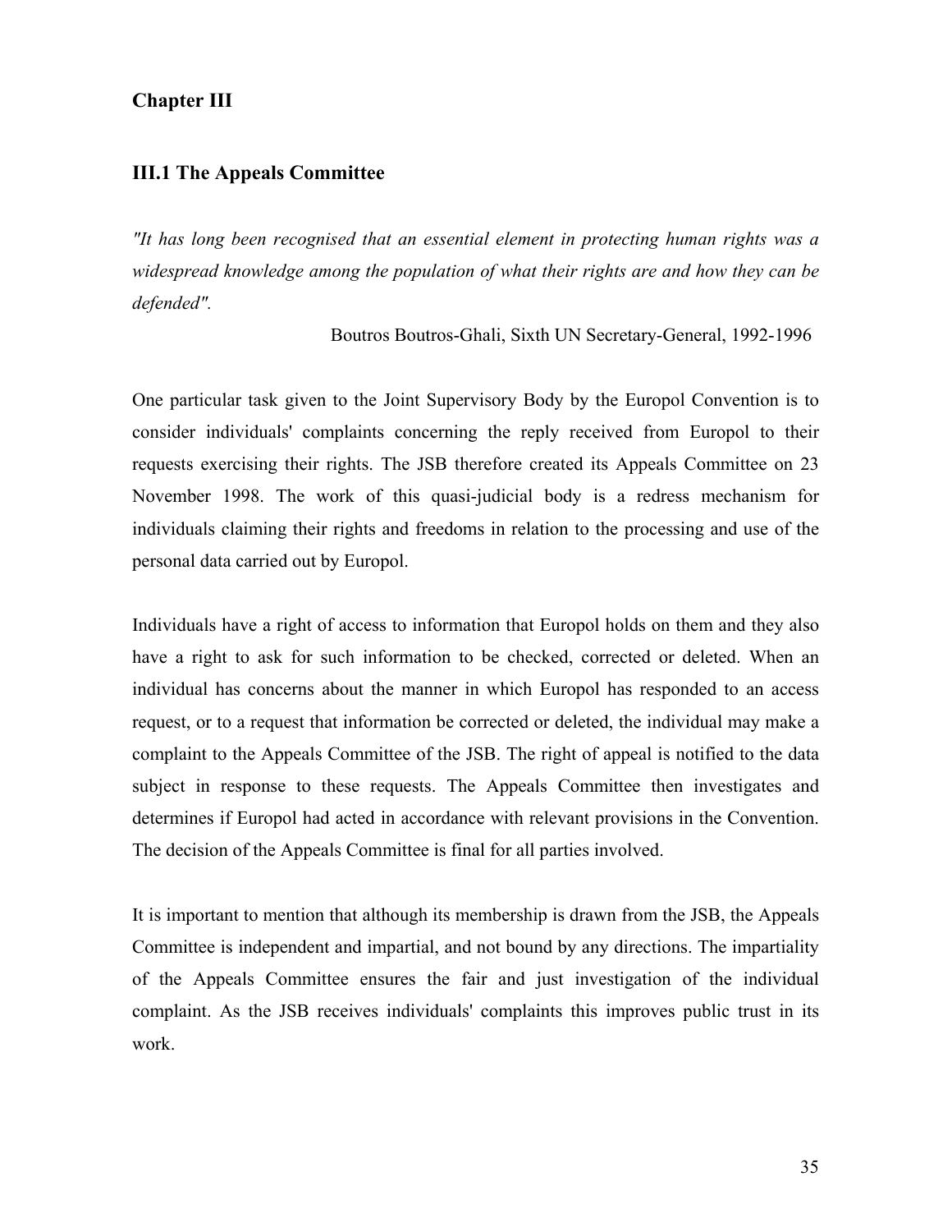## Chapter III

### III.1 The Appeals Committee

*"It has long been recognised that an essential element in protecting human rights was a widespread knowledge among the population of what their rights are and how they can be defended".*

Boutros Boutros-Ghali, Sixth UN Secretary-General, 1992-1996

One particular task given to the Joint Supervisory Body by the Europol Convention is to consider individuals' complaints concerning the reply received from Europol to their requests exercising their rights. The JSB therefore created its Appeals Committee on 23 November 1998. The work of this quasi-judicial body is a redress mechanism for individuals claiming their rights and freedoms in relation to the processing and use of the personal data carried out by Europol.

Individuals have a right of access to information that Europol holds on them and they also have a right to ask for such information to be checked, corrected or deleted. When an individual has concerns about the manner in which Europol has responded to an access request, or to a request that information be corrected or deleted, the individual may make a complaint to the Appeals Committee of the JSB. The right of appeal is notified to the data subject in response to these requests. The Appeals Committee then investigates and determines if Europol had acted in accordance with relevant provisions in the Convention. The decision of the Appeals Committee is final for all parties involved.

It is important to mention that although its membership is drawn from the JSB, the Appeals Committee is independent and impartial, and not bound by any directions. The impartiality of the Appeals Committee ensures the fair and just investigation of the individual complaint. As the JSB receives individuals' complaints this improves public trust in its work.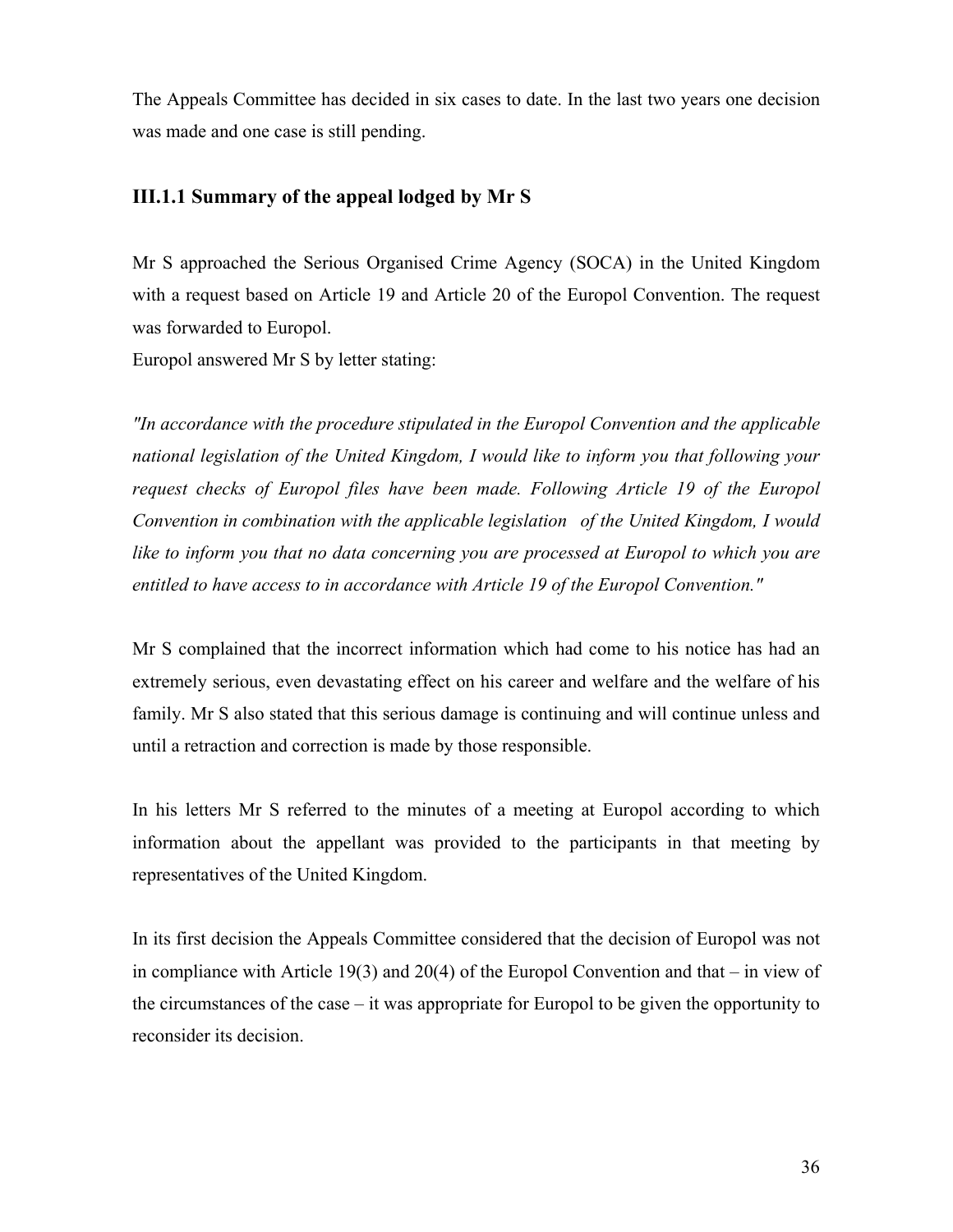The Appeals Committee has decided in six cases to date. In the last two years one decision was made and one case is still pending.

### III.1.1 Summary of the appeal lodged by Mr S

Mr S approached the Serious Organised Crime Agency (SOCA) in the United Kingdom with a request based on Article 19 and Article 20 of the Europol Convention. The request was forwarded to Europol.

Europol answered Mr S by letter stating:

*"In accordance with the procedure stipulated in the Europol Convention and the applicable national legislation of the United Kingdom, I would like to inform you that following your request checks of Europol files have been made. Following Article 19 of the Europol Convention in combination with the applicable legislation of the United Kingdom, I would like to inform you that no data concerning you are processed at Europol to which you are entitled to have access to in accordance with Article 19 of the Europol Convention."*

Mr S complained that the incorrect information which had come to his notice has had an extremely serious, even devastating effect on his career and welfare and the welfare of his family. Mr S also stated that this serious damage is continuing and will continue unless and until a retraction and correction is made by those responsible.

In his letters Mr S referred to the minutes of a meeting at Europol according to which information about the appellant was provided to the participants in that meeting by representatives of the United Kingdom.

In its first decision the Appeals Committee considered that the decision of Europol was not in compliance with Article 19(3) and 20(4) of the Europol Convention and that – in view of the circumstances of the case – it was appropriate for Europol to be given the opportunity to reconsider its decision.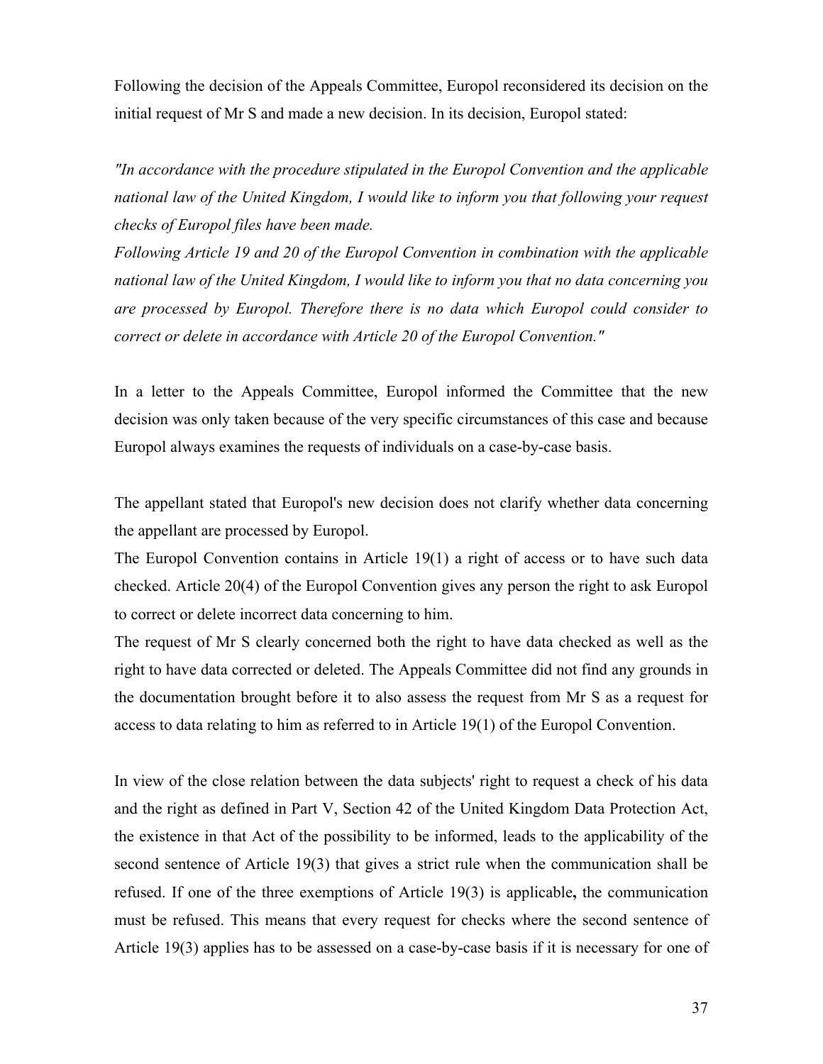Following the decision of the Appeals Committee, Europol reconsidered its decision on the initial request of Mr S and made a new decision. In its decision, Europol stated:

*"In accordance with the procedure stipulated in the Europol Convention and the applicable national law of the United Kingdom, I would like to inform you that following your request checks of Europol files have been made.*
*Following Article 19 and 20 of the Europol Convention in combination with the applicable national law of the United Kingdom, I would like to inform you that no data concerning you are processed by Europol. Therefore there is no data which Europol could consider to correct or delete in accordance with Article 20 of the Europol Convention."*

In a letter to the Appeals Committee, Europol informed the Committee that the new decision was only taken because of the very specific circumstances of this case and because Europol always examines the requests of individuals on a case-by-case basis.

The appellant stated that Europol's new decision does not clarify whether data concerning the appellant are processed by Europol.
The Europol Convention contains in Article 19(1) a right of access or to have such data checked. Article 20(4) of the Europol Convention gives any person the right to ask Europol to correct or delete incorrect data concerning to him.
The request of Mr S clearly concerned both the right to have data checked as well as the right to have data corrected or deleted. The Appeals Committee did not find any grounds in the documentation brought before it to also assess the request from Mr S as a request for access to data relating to him as referred to in Article 19(1) of the Europol Convention.

In view of the close relation between the data subjects' right to request a check of his data and the right as defined in Part V, Section 42 of the United Kingdom Data Protection Act, the existence in that Act of the possibility to be informed, leads to the applicability of the second sentence of Article 19(3) that gives a strict rule when the communication shall be refused. If one of the three exemptions of Article 19(3) is applicable**,** the communication must be refused. This means that every request for checks where the second sentence of Article 19(3) applies has to be assessed on a case-by-case basis if it is necessary for one of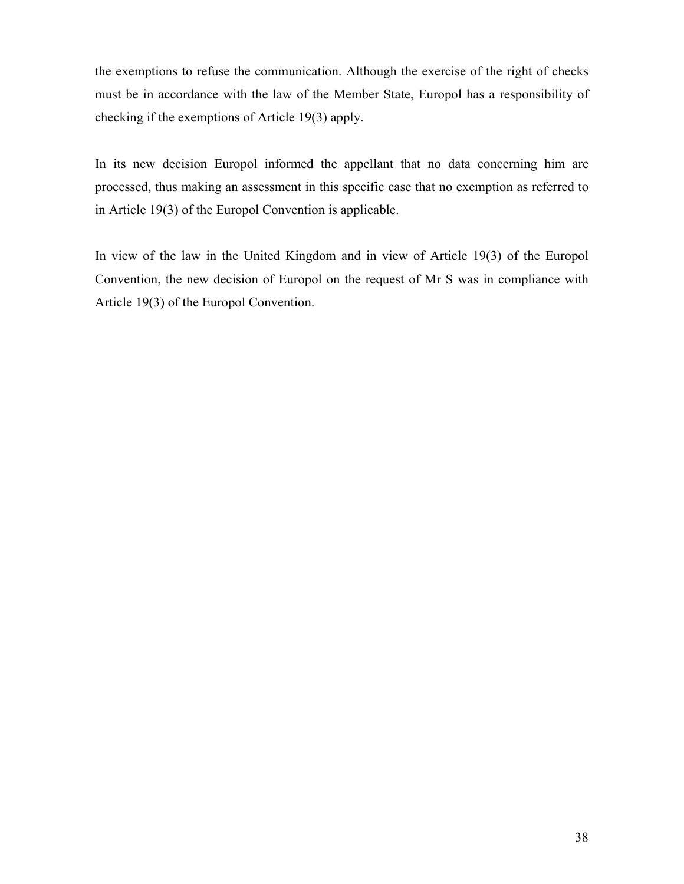the exemptions to refuse the communication. Although the exercise of the right of checks must be in accordance with the law of the Member State, Europol has a responsibility of checking if the exemptions of Article 19(3) apply.

In its new decision Europol informed the appellant that no data concerning him are processed, thus making an assessment in this specific case that no exemption as referred to in Article 19(3) of the Europol Convention is applicable.

In view of the law in the United Kingdom and in view of Article 19(3) of the Europol Convention, the new decision of Europol on the request of Mr S was in compliance with Article 19(3) of the Europol Convention.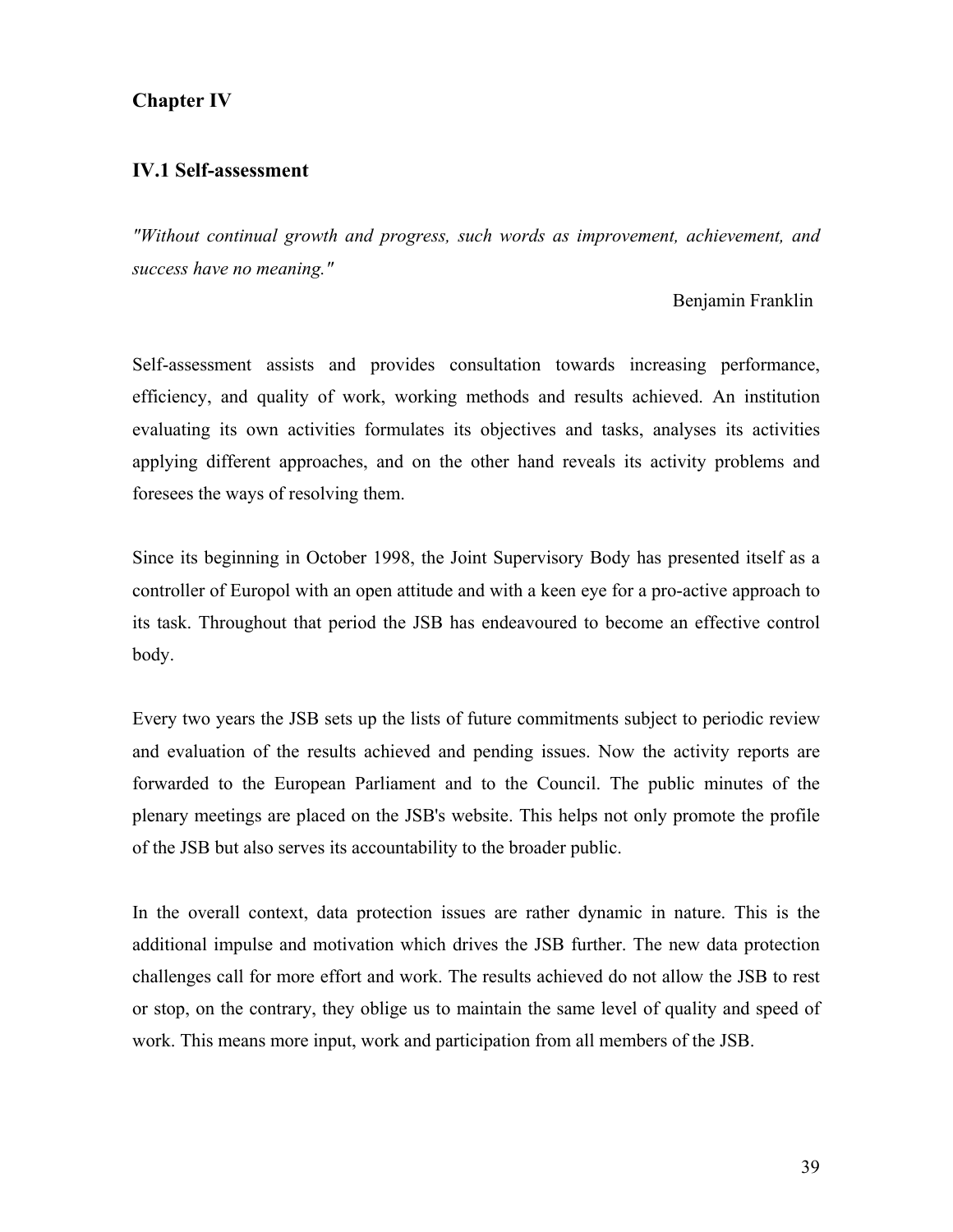# Chapter IV

## IV.1 Self-assessment

*"Without continual growth and progress, such words as improvement, achievement, and success have no meaning."*

Benjamin Franklin

Self-assessment assists and provides consultation towards increasing performance, efficiency, and quality of work, working methods and results achieved. An institution evaluating its own activities formulates its objectives and tasks, analyses its activities applying different approaches, and on the other hand reveals its activity problems and foresees the ways of resolving them.

Since its beginning in October 1998, the Joint Supervisory Body has presented itself as a controller of Europol with an open attitude and with a keen eye for a pro-active approach to its task. Throughout that period the JSB has endeavoured to become an effective control body.

Every two years the JSB sets up the lists of future commitments subject to periodic review and evaluation of the results achieved and pending issues. Now the activity reports are forwarded to the European Parliament and to the Council. The public minutes of the plenary meetings are placed on the JSB's website. This helps not only promote the profile of the JSB but also serves its accountability to the broader public.

In the overall context, data protection issues are rather dynamic in nature. This is the additional impulse and motivation which drives the JSB further. The new data protection challenges call for more effort and work. The results achieved do not allow the JSB to rest or stop, on the contrary, they oblige us to maintain the same level of quality and speed of work. This means more input, work and participation from all members of the JSB.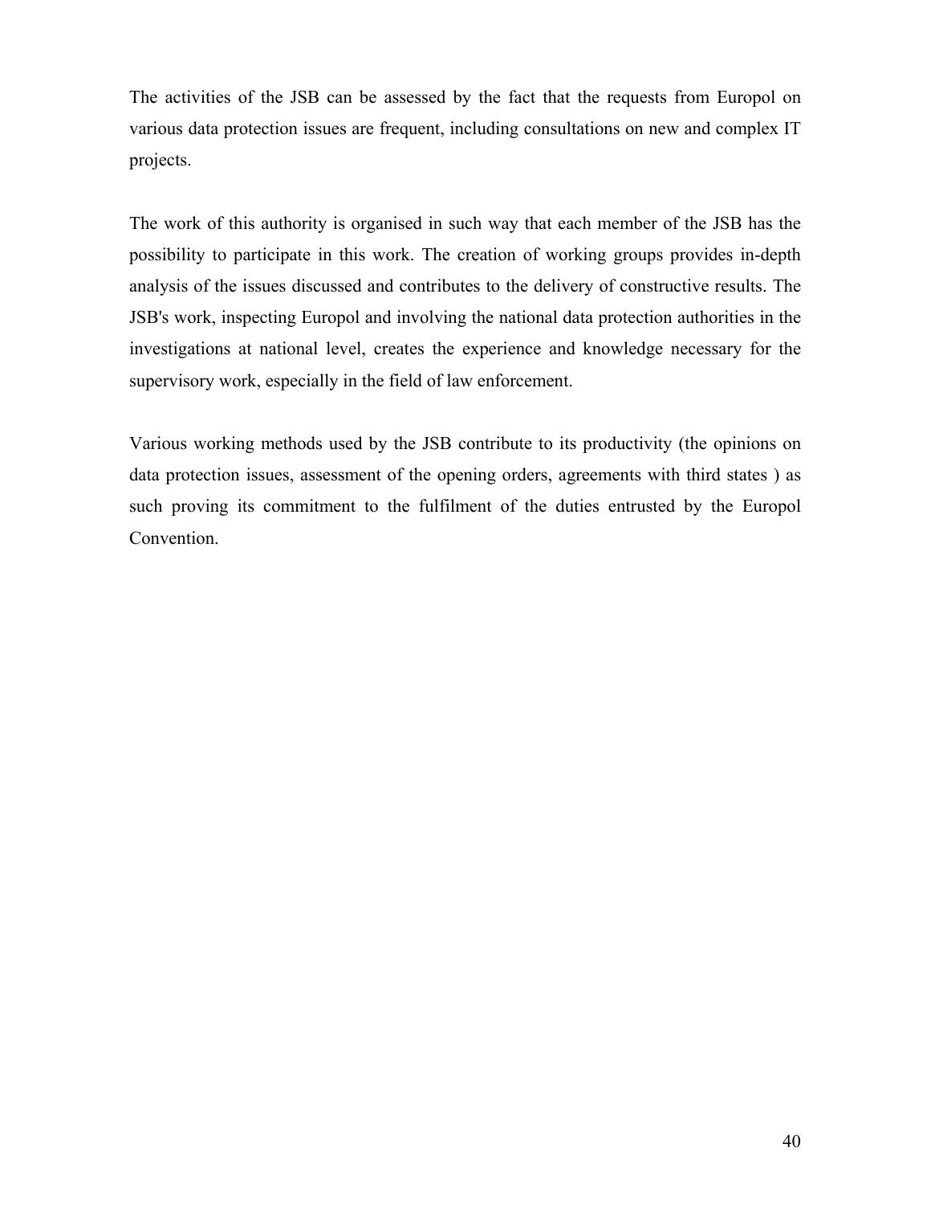The activities of the JSB can be assessed by the fact that the requests from Europol on various data protection issues are frequent, including consultations on new and complex IT projects.

The work of this authority is organised in such way that each member of the JSB has the possibility to participate in this work. The creation of working groups provides in-depth analysis of the issues discussed and contributes to the delivery of constructive results. The JSB's work, inspecting Europol and involving the national data protection authorities in the investigations at national level, creates the experience and knowledge necessary for the supervisory work, especially in the field of law enforcement.

Various working methods used by the JSB contribute to its productivity (the opinions on data protection issues, assessment of the opening orders, agreements with third states ) as such proving its commitment to the fulfilment of the duties entrusted by the Europol Convention.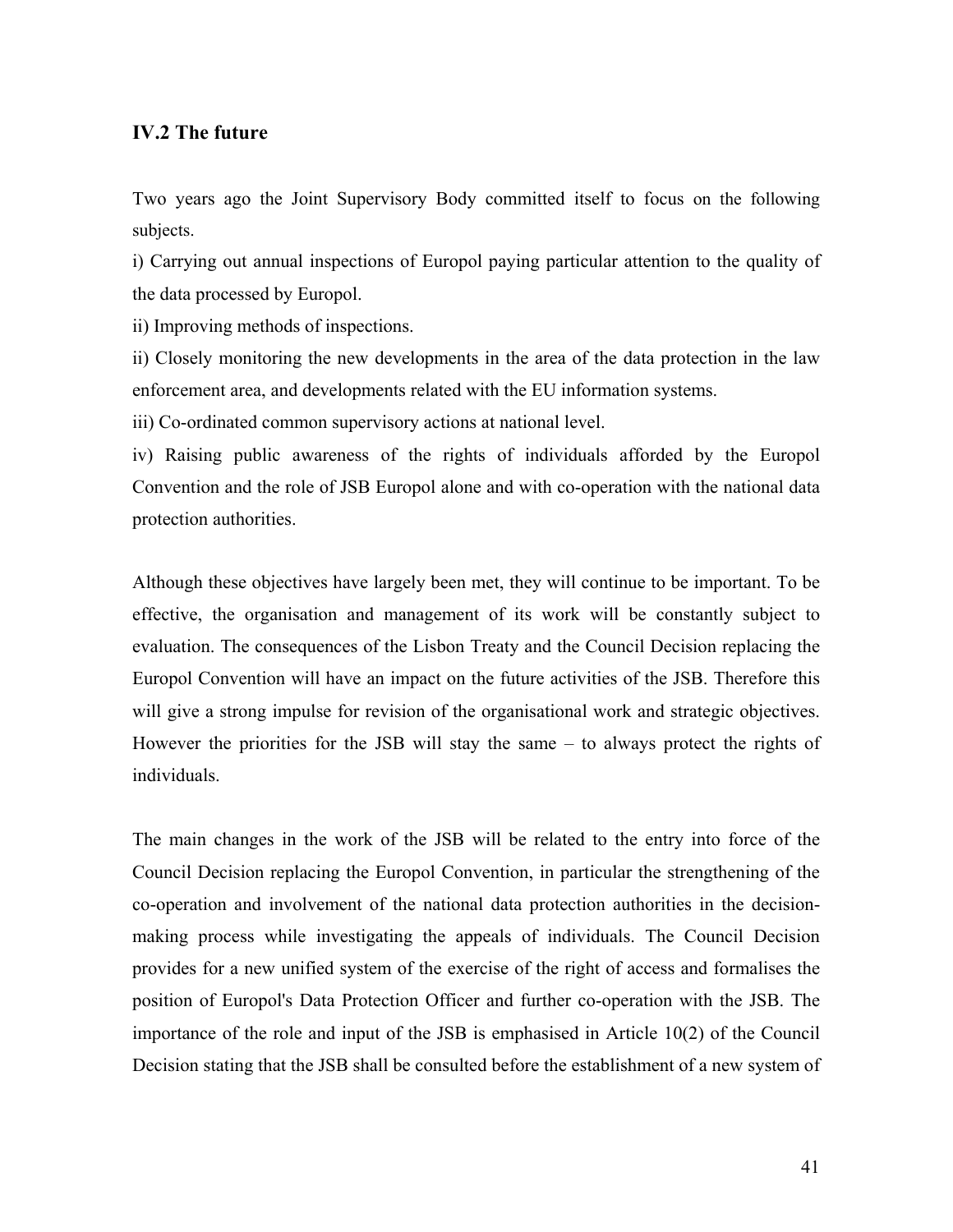### IV.2 The future

Two years ago the Joint Supervisory Body committed itself to focus on the following subjects.

i) Carrying out annual inspections of Europol paying particular attention to the quality of the data processed by Europol.

ii) Improving methods of inspections.

ii) Closely monitoring the new developments in the area of the data protection in the law enforcement area, and developments related with the EU information systems.

iii) Co-ordinated common supervisory actions at national level.

iv) Raising public awareness of the rights of individuals afforded by the Europol Convention and the role of JSB Europol alone and with co-operation with the national data protection authorities.

Although these objectives have largely been met, they will continue to be important. To be effective, the organisation and management of its work will be constantly subject to evaluation. The consequences of the Lisbon Treaty and the Council Decision replacing the Europol Convention will have an impact on the future activities of the JSB. Therefore this will give a strong impulse for revision of the organisational work and strategic objectives. However the priorities for the JSB will stay the same – to always protect the rights of individuals.

The main changes in the work of the JSB will be related to the entry into force of the Council Decision replacing the Europol Convention, in particular the strengthening of the co-operation and involvement of the national data protection authorities in the decision-making process while investigating the appeals of individuals. The Council Decision provides for a new unified system of the exercise of the right of access and formalises the position of Europol's Data Protection Officer and further co-operation with the JSB. The importance of the role and input of the JSB is emphasised in Article 10(2) of the Council Decision stating that the JSB shall be consulted before the establishment of a new system of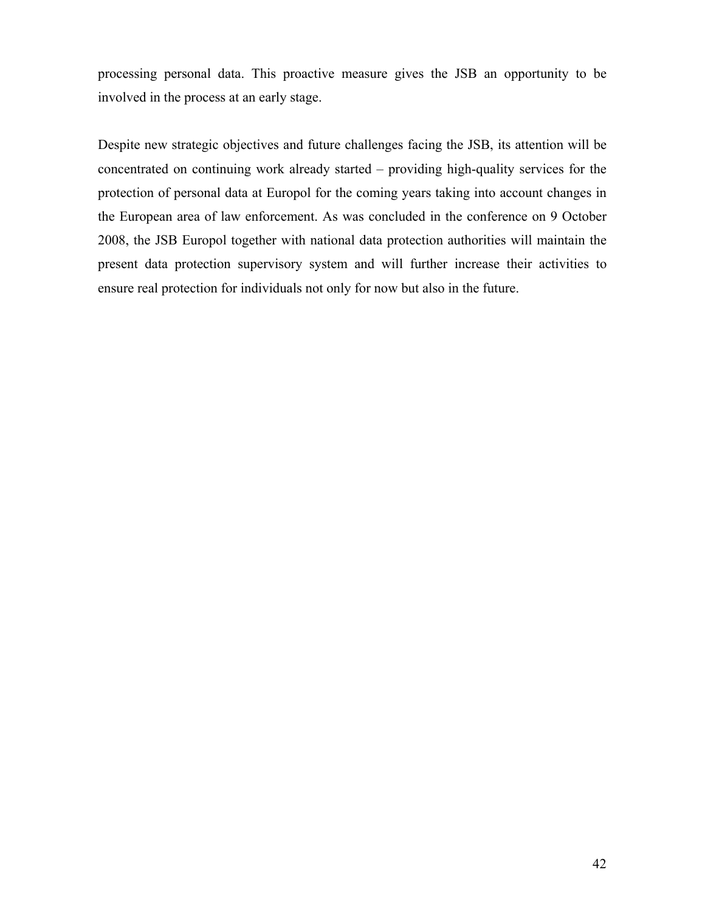processing personal data. This proactive measure gives the JSB an opportunity to be involved in the process at an early stage.

Despite new strategic objectives and future challenges facing the JSB, its attention will be concentrated on continuing work already started – providing high-quality services for the protection of personal data at Europol for the coming years taking into account changes in the European area of law enforcement. As was concluded in the conference on 9 October 2008, the JSB Europol together with national data protection authorities will maintain the present data protection supervisory system and will further increase their activities to ensure real protection for individuals not only for now but also in the future.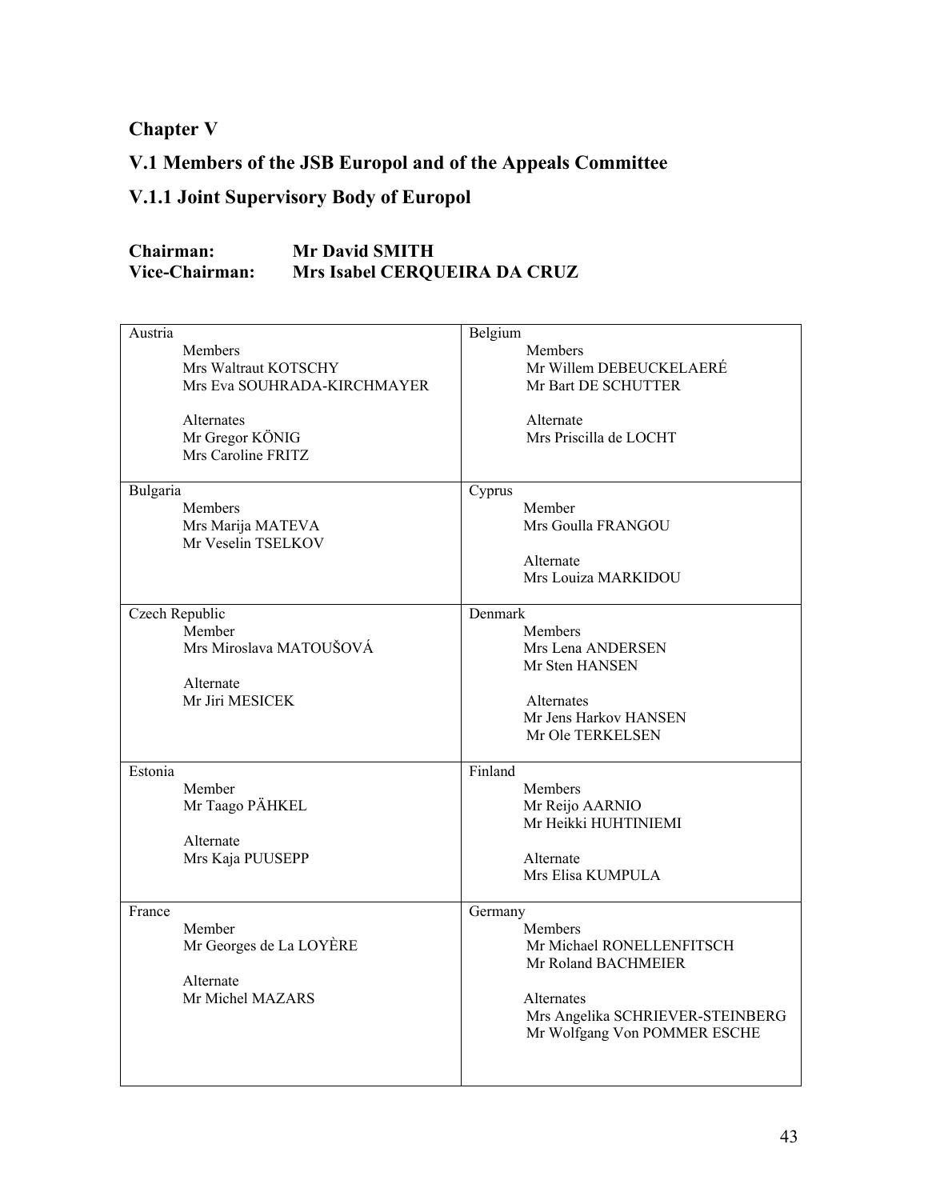# Chapter V

## V.1 Members of the JSB Europol and of the Appeals Committee

### V.1.1 Joint Supervisory Body of Europol

**Chairman:** **Mr David SMITH**
**Vice-Chairman:** **Mrs Isabel CERQUEIRA DA CRUZ**

| | |
|---|---|
| Austria<br>Members<br>Mrs Waltraut KOTSCHY<br>Mrs Eva SOUHRADA-KIRCHMAYER<br><br>Alternates<br>Mr Gregor KÖNIG<br>Mrs Caroline FRITZ | Belgium<br>Members<br>Mr Willem DEBEUCKELAERÉ<br>Mr Bart DE SCHUTTER<br><br>Alternate<br>Mrs Priscilla de LOCHT |
| Bulgaria<br>Members<br>Mrs Marija MATEVA<br>Mr Veselin TSELKOV | Cyprus<br>Member<br>Mrs Goulla FRANGOU<br><br>Alternate<br>Mrs Louiza MARKIDOU |
| Czech Republic<br>Member<br>Mrs Miroslava MATOUŠOVÁ<br><br>Alternate<br>Mr Jiri MESICEK | Denmark<br>Members<br>Mrs Lena ANDERSEN<br>Mr Sten HANSEN<br><br>Alternates<br>Mr Jens Harkov HANSEN<br>Mr Ole TERKELSEN |
| Estonia<br>Member<br>Mr Taago PÄHKEL<br><br>Alternate<br>Mrs Kaja PUUSEPP | Finland<br>Members<br>Mr Reijo AARNIO<br>Mr Heikki HUHTINIEMI<br><br>Alternate<br>Mrs Elisa KUMPULA |
| France<br>Member<br>Mr Georges de La LOYÈRE<br><br>Alternate<br>Mr Michel MAZARS | Germany<br>Members<br>Mr Michael RONELLENFITSCH<br>Mr Roland BACHMEIER<br><br>Alternates<br>Mrs Angelika SCHRIEVER-STEINBERG<br>Mr Wolfgang Von POMMER ESCHE |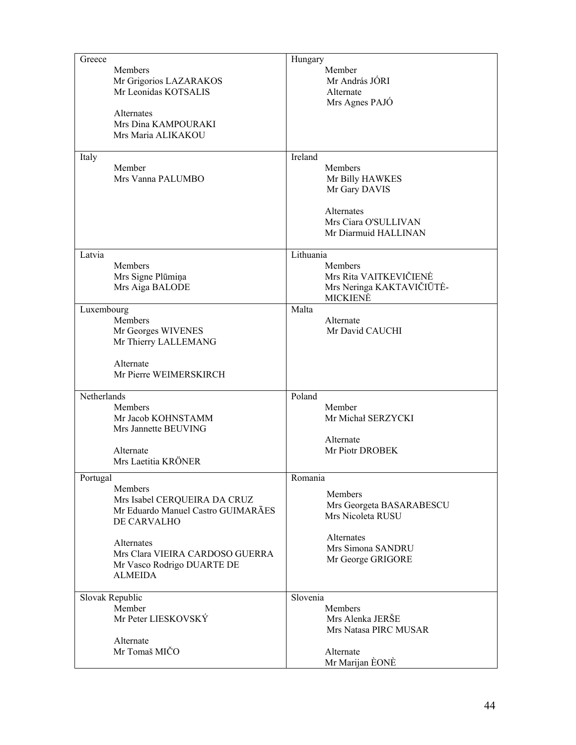| Greece | Hungary |
|---|---|
| Members<br>Mr Grigorios LAZARAKOS<br>Mr Leonidas KOTSALIS<br><br>Alternates<br>Mrs Dina KAMPOURAKI<br>Mrs Maria ALIKAKOU | Member<br>Mr András JÓRI<br>Alternate<br>Mrs Agnes PAJÓ |
| **Italy** | **Ireland** |
| Member<br>Mrs Vanna PALUMBO | Members<br>Mr Billy HAWKES<br>Mr Gary DAVIS<br><br>Alternates<br>Mrs Ciara O'SULLIVAN<br>Mr Diarmuid HALLINAN |
| **Latvia** | **Lithuania** |
| Members<br>Mrs Signe Plūmiņa<br>Mrs Aiga BALODE | Members<br>Mrs Rita VAITKEVIČIENĖ<br>Mrs Neringa KAKTAVIČIŪTĖ-MICKIENĖ |
| **Luxembourg** | **Malta** |
| Members<br>Mr Georges WIVENES<br>Mr Thierry LALLEMANG<br><br>Alternate<br>Mr Pierre WEIMERSKIRCH | Alternate<br>Mr David CAUCHI |
| **Netherlands** | **Poland** |
| Members<br>Mr Jacob KOHNSTAMM<br>Mrs Jannette BEUVING<br><br>Alternate<br>Mrs Laetitia KRÖNER | Member<br>Mr Michał SERZYCKI<br><br>Alternate<br>Mr Piotr DROBEK |
| **Portugal** | **Romania** |
| Members<br>Mrs Isabel CERQUEIRA DA CRUZ<br>Mr Eduardo Manuel Castro GUIMARÃES DE CARVALHO<br><br>Alternates<br>Mrs Clara VIEIRA CARDOSO GUERRA<br>Mr Vasco Rodrigo DUARTE DE ALMEIDA | Members<br>Mrs Georgeta BASARABESCU<br>Mrs Nicoleta RUSU<br><br>Alternates<br>Mrs Simona SANDRU<br>Mr George GRIGORE |
| **Slovak Republic** | **Slovenia** |
| Member<br>Mr Peter LIESKOVSKÝ<br><br>Alternate<br>Mr Tomaš MIČO | Members<br>Mrs Alenka JERŠE<br>Mrs Natasa PIRC MUSAR<br><br>Alternate<br>Mr Marijan ÈONÈ |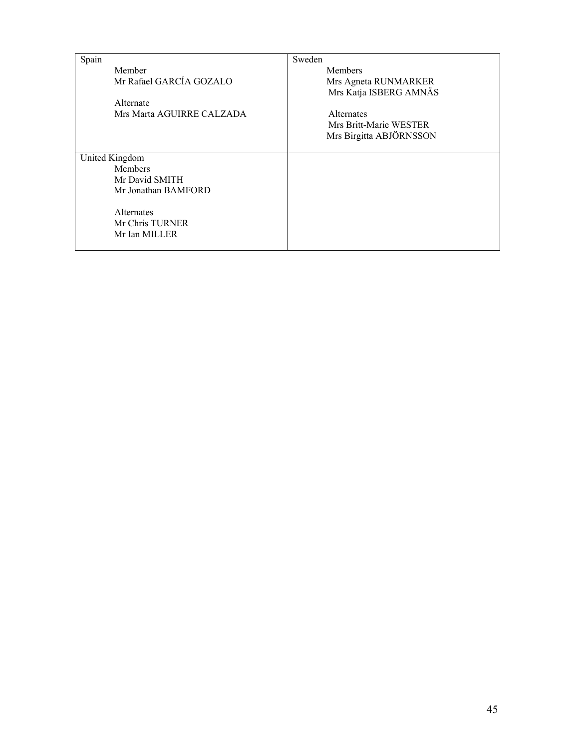| Spain | Sweden |
| --- | --- |
| Member<br>Mr Rafael GARCÍA GOZALO<br><br>Alternate<br>Mrs Marta AGUIRRE CALZADA | Members<br>Mrs Agneta RUNMARKER<br>Mrs Katja ISBERG AMNÄS<br><br>Alternates<br>Mrs Britt-Marie WESTER<br>Mrs Birgitta ABJÖRNSSON |
| **United Kingdom**<br>Members<br>Mr David SMITH<br>Mr Jonathan BAMFORD<br><br>Alternates<br>Mr Chris TURNER<br>Mr Ian MILLER | |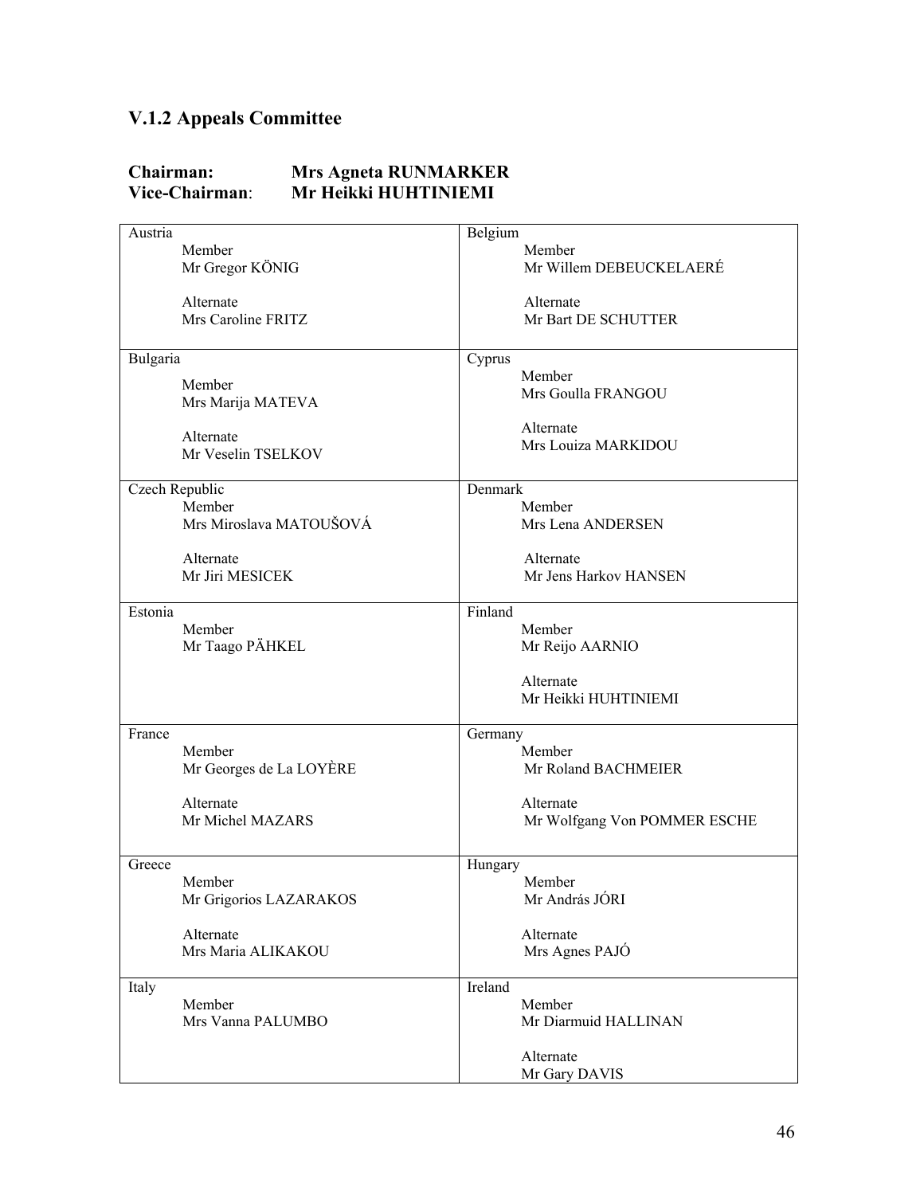### V.1.2 Appeals Committee

**Chairman:** **Mrs Agneta RUNMARKER**
**Vice-Chairman:** **Mr Heikki HUHTINIEMI**

| | |
|---|---|
| Austria<br>Member<br>Mr Gregor KÖNIG<br><br>Alternate<br>Mrs Caroline FRITZ | Belgium<br>Member<br>Mr Willem DEBEUCKELAERÉ<br><br>Alternate<br>Mr Bart DE SCHUTTER |
| Bulgaria<br>Member<br>Mrs Marija MATEVA<br><br>Alternate<br>Mr Veselin TSELKOV | Cyprus<br>Member<br>Mrs Goulla FRANGOU<br><br>Alternate<br>Mrs Louiza MARKIDOU |
| Czech Republic<br>Member<br>Mrs Miroslava MATOUŠOVÁ<br><br>Alternate<br>Mr Jiri MESICEK | Denmark<br>Member<br>Mrs Lena ANDERSEN<br><br>Alternate<br>Mr Jens Harkov HANSEN |
| Estonia<br>Member<br>Mr Taago PÄHKEL | Finland<br>Member<br>Mr Reijo AARNIO<br><br>Alternate<br>Mr Heikki HUHTINIEMI |
| France<br>Member<br>Mr Georges de La LOYÈRE<br><br>Alternate<br>Mr Michel MAZARS | Germany<br>Member<br>Mr Roland BACHMEIER<br><br>Alternate<br>Mr Wolfgang Von POMMER ESCHE |
| Greece<br>Member<br>Mr Grigorios LAZARAKOS<br><br>Alternate<br>Mrs Maria ALIKAKOU | Hungary<br>Member<br>Mr András JÓRI<br><br>Alternate<br>Mrs Agnes PAJÓ |
| Italy<br>Member<br>Mrs Vanna PALUMBO | Ireland<br>Member<br>Mr Diarmuid HALLINAN<br><br>Alternate<br>Mr Gary DAVIS |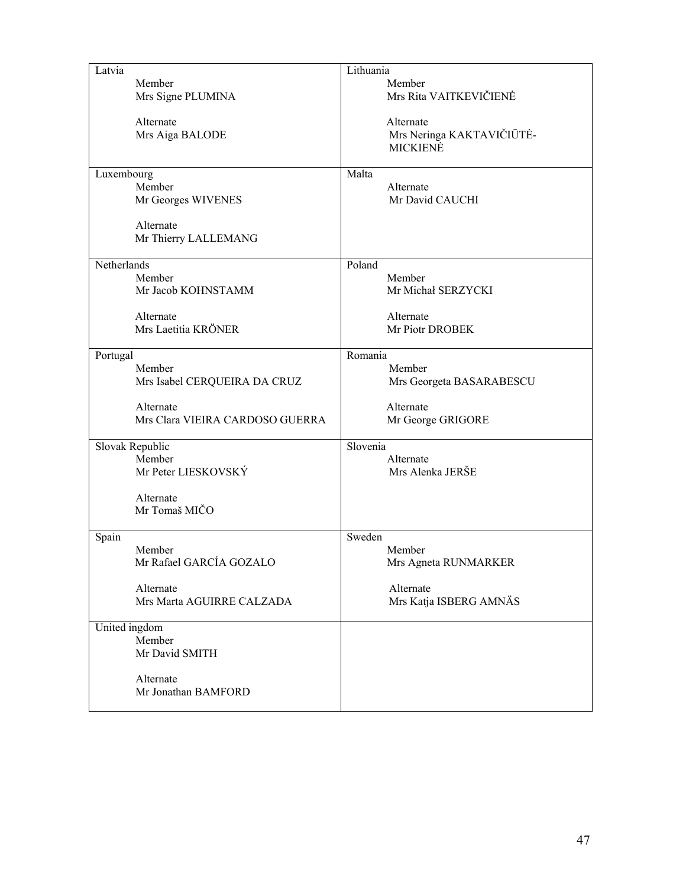| | |
|---|---|
| Latvia<br>Member<br>Mrs Signe PLUMINA<br><br>Alternate<br>Mrs Aiga BALODE | Lithuania<br>Member<br>Mrs Rita VAITKEVIČIENĖ<br><br>Alternate<br>Mrs Neringa KAKTAVIČIŪTĖ-MICKIENĖ |
| Luxembourg<br>Member<br>Mr Georges WIVENES<br><br>Alternate<br>Mr Thierry LALLEMANG | Malta<br>Alternate<br>Mr David CAUCHI |
| Netherlands<br>Member<br>Mr Jacob KOHNSTAMM<br><br>Alternate<br>Mrs Laetitia KRÖNER | Poland<br>Member<br>Mr Michał SERZYCKI<br><br>Alternate<br>Mr Piotr DROBEK |
| Portugal<br>Member<br>Mrs Isabel CERQUEIRA DA CRUZ<br><br>Alternate<br>Mrs Clara VIEIRA CARDOSO GUERRA | Romania<br>Member<br>Mrs Georgeta BASARABESCU<br><br>Alternate<br>Mr George GRIGORE |
| Slovak Republic<br>Member<br>Mr Peter LIESKOVSKÝ<br><br>Alternate<br>Mr Tomaš MIČO | Slovenia<br>Alternate<br>Mrs Alenka JERŠE |
| Spain<br>Member<br>Mr Rafael GARCÍA GOZALO<br><br>Alternate<br>Mrs Marta AGUIRRE CALZADA | Sweden<br>Member<br>Mrs Agneta RUNMARKER<br><br>Alternate<br>Mrs Katja ISBERG AMNÄS |
| United ingdom<br>Member<br>Mr David SMITH<br><br>Alternate<br>Mr Jonathan BAMFORD | |